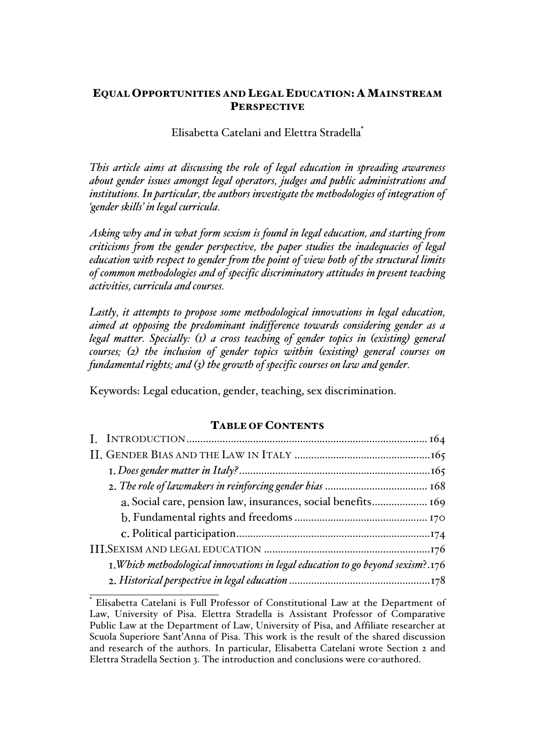# EQUAL OPPORTUNITIES AND LEGAL EDUCATION: A MAINSTREAM PERSPECTIVE

Elisabetta Catelani and Elettra Stradella*

*This article aims at discussing the role of legal education in spreading awareness about gender issues amongst legal operators, judges and public administrations and institutions. In particular, the authors investigate the methodologies of integration of 'gender skills' in legal curricula.*

*Asking why and in what form sexism is found in legal education, and starting from criticisms from the gender perspective, the paper studies the inadequacies of legal education with respect to gender from the point of view both of the structural limits of common methodologies and of specific discriminatory attitudes in present teaching activities, curricula and courses.*

*Lastly, it attempts to propose some methodological innovations in legal education, aimed at opposing the predominant indifference towards considering gender as a legal matter. Specially: (1) a cross teaching of gender topics in (existing) general courses; (2) the inclusion of gender topics within (existing) general courses on fundamental rights; and (3) the growth of specific courses on law and gender.*

Keywords: Legal education, gender, teaching, sex discrimination.

## TABLE OF CONTENTS

I. INTRODUCTION .................... 164
II. GENDER BIAS AND THE LAW IN ITALY .................... 165
  1. *Does gender matter in Italy?* .................... 165
  2. *The role of lawmakers in reinforcing gender bias* .................... 168
    a. Social care, pension law, insurances, social benefits .................... 169
    b. Fundamental rights and freedoms .................... 170
    c. Political participation .................... 174
III. SEXISM AND LEGAL EDUCATION .................... 176
  1. *Which methodological innovations in legal education to go beyond sexism?* .................... 176
  2. *Historical perspective in legal education* .................... 178

---

* Elisabetta Catelani is Full Professor of Constitutional Law at the Department of Law, University of Pisa. Elettra Stradella is Assistant Professor of Comparative Public Law at the Department of Law, University of Pisa, and Affiliate researcher at Scuola Superiore Sant'Anna of Pisa. This work is the result of the shared discussion and research of the authors. In particular, Elisabetta Catelani wrote Section 2 and Elettra Stradella Section 3. The introduction and conclusions were co-authored.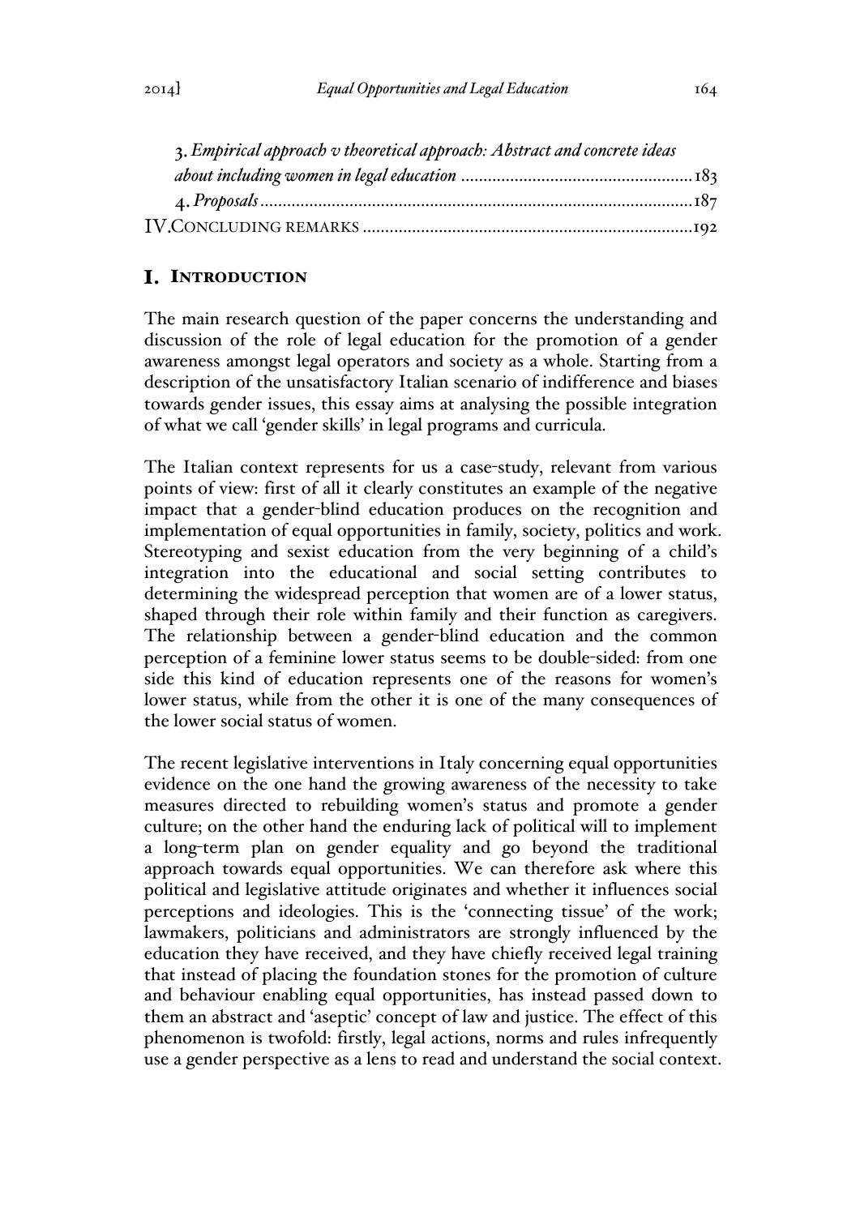3. *Empirical approach v theoretical approach: Abstract and concrete ideas about including women in legal education* ................................................183

4. *Proposals* ................................................................................................187

IV. CONCLUDING REMARKS ........................................................................192

## I. INTRODUCTION

The main research question of the paper concerns the understanding and discussion of the role of legal education for the promotion of a gender awareness amongst legal operators and society as a whole. Starting from a description of the unsatisfactory Italian scenario of indifference and biases towards gender issues, this essay aims at analysing the possible integration of what we call 'gender skills' in legal programs and curricula.

The Italian context represents for us a case-study, relevant from various points of view: first of all it clearly constitutes an example of the negative impact that a gender-blind education produces on the recognition and implementation of equal opportunities in family, society, politics and work. Stereotyping and sexist education from the very beginning of a child's integration into the educational and social setting contributes to determining the widespread perception that women are of a lower status, shaped through their role within family and their function as caregivers. The relationship between a gender-blind education and the common perception of a feminine lower status seems to be double-sided: from one side this kind of education represents one of the reasons for women's lower status, while from the other it is one of the many consequences of the lower social status of women.

The recent legislative interventions in Italy concerning equal opportunities evidence on the one hand the growing awareness of the necessity to take measures directed to rebuilding women's status and promote a gender culture; on the other hand the enduring lack of political will to implement a long-term plan on gender equality and go beyond the traditional approach towards equal opportunities. We can therefore ask where this political and legislative attitude originates and whether it influences social perceptions and ideologies. This is the 'connecting tissue' of the work; lawmakers, politicians and administrators are strongly influenced by the education they have received, and they have chiefly received legal training that instead of placing the foundation stones for the promotion of culture and behaviour enabling equal opportunities, has instead passed down to them an abstract and 'aseptic' concept of law and justice. The effect of this phenomenon is twofold: firstly, legal actions, norms and rules infrequently use a gender perspective as a lens to read and understand the social context.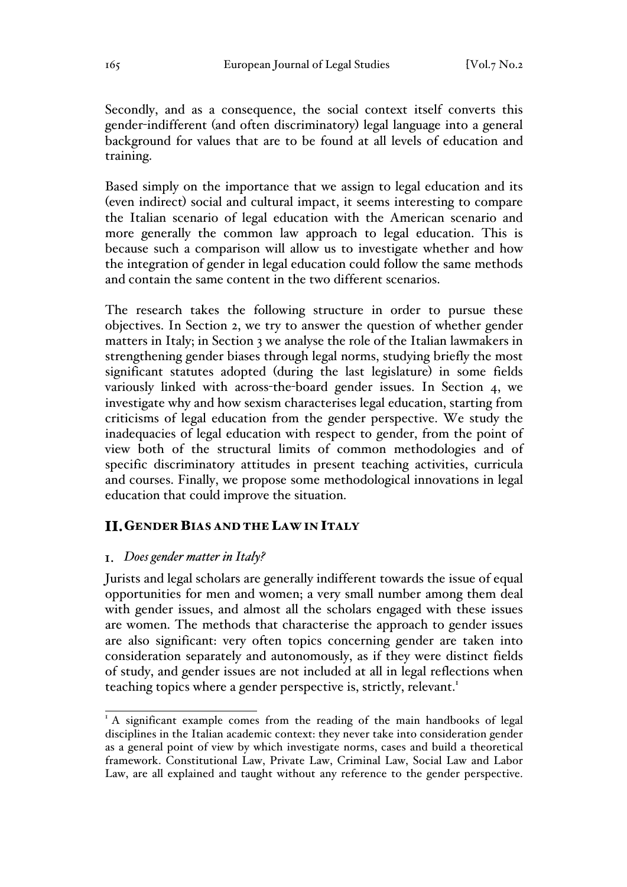Secondly, and as a consequence, the social context itself converts this gender-indifferent (and often discriminatory) legal language into a general background for values that are to be found at all levels of education and training.

Based simply on the importance that we assign to legal education and its (even indirect) social and cultural impact, it seems interesting to compare the Italian scenario of legal education with the American scenario and more generally the common law approach to legal education. This is because such a comparison will allow us to investigate whether and how the integration of gender in legal education could follow the same methods and contain the same content in the two different scenarios.

The research takes the following structure in order to pursue these objectives. In Section 2, we try to answer the question of whether gender matters in Italy; in Section 3 we analyse the role of the Italian lawmakers in strengthening gender biases through legal norms, studying briefly the most significant statutes adopted (during the last legislature) in some fields variously linked with across-the-board gender issues. In Section 4, we investigate why and how sexism characterises legal education, starting from criticisms of legal education from the gender perspective. We study the inadequacies of legal education with respect to gender, from the point of view both of the structural limits of common methodologies and of specific discriminatory attitudes in present teaching activities, curricula and courses. Finally, we propose some methodological innovations in legal education that could improve the situation.

## II. Gender Bias and the Law in Italy

### 1. *Does gender matter in Italy?*

Jurists and legal scholars are generally indifferent towards the issue of equal opportunities for men and women; a very small number among them deal with gender issues, and almost all the scholars engaged with these issues are women. The methods that characterise the approach to gender issues are also significant: very often topics concerning gender are taken into consideration separately and autonomously, as if they were distinct fields of study, and gender issues are not included at all in legal reflections when teaching topics where a gender perspective is, strictly, relevant.[1]

[1] A significant example comes from the reading of the main handbooks of legal disciplines in the Italian academic context: they never take into consideration gender as a general point of view by which investigate norms, cases and build a theoretical framework. Constitutional Law, Private Law, Criminal Law, Social Law and Labor Law, are all explained and taught without any reference to the gender perspective.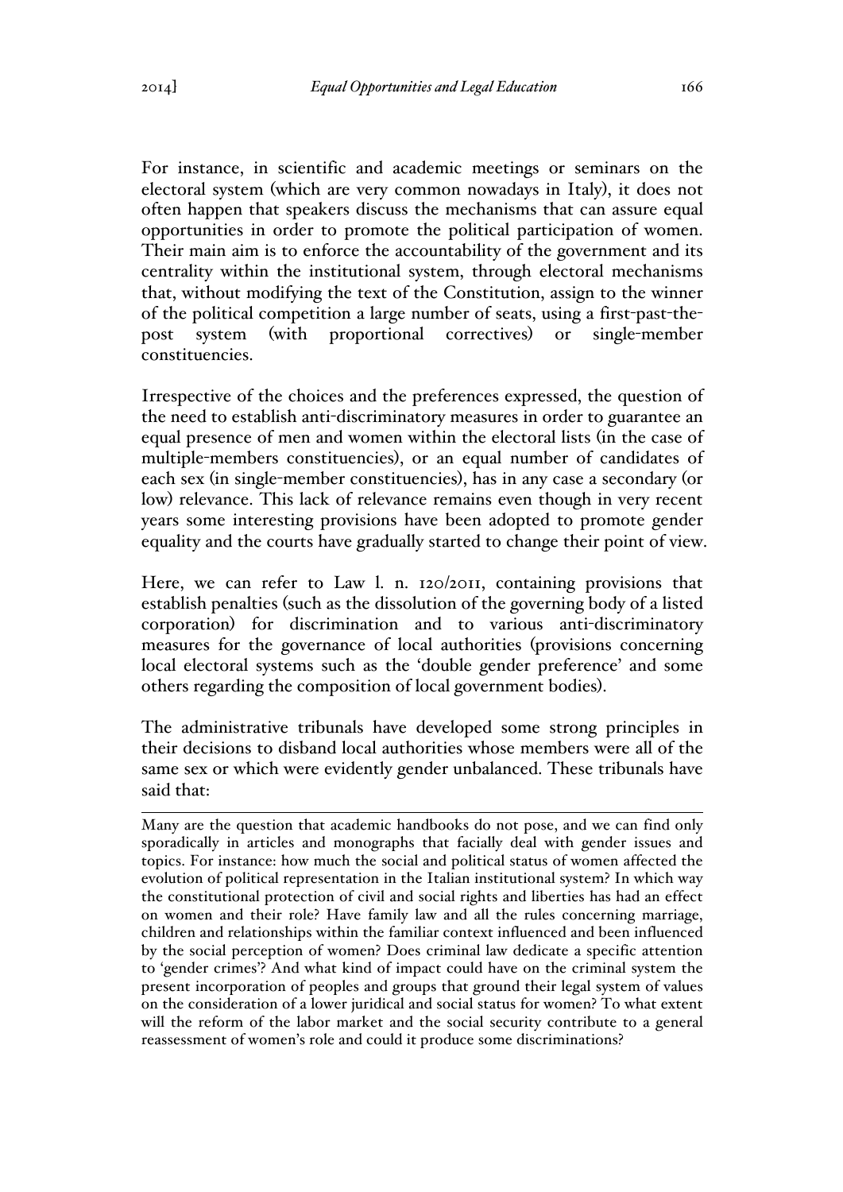For instance, in scientific and academic meetings or seminars on the electoral system (which are very common nowadays in Italy), it does not often happen that speakers discuss the mechanisms that can assure equal opportunities in order to promote the political participation of women. Their main aim is to enforce the accountability of the government and its centrality within the institutional system, through electoral mechanisms that, without modifying the text of the Constitution, assign to the winner of the political competition a large number of seats, using a first-past-the-post system (with proportional correctives) or single-member constituencies.

Irrespective of the choices and the preferences expressed, the question of the need to establish anti-discriminatory measures in order to guarantee an equal presence of men and women within the electoral lists (in the case of multiple-members constituencies), or an equal number of candidates of each sex (in single-member constituencies), has in any case a secondary (or low) relevance. This lack of relevance remains even though in very recent years some interesting provisions have been adopted to promote gender equality and the courts have gradually started to change their point of view.

Here, we can refer to Law l. n. 120/2011, containing provisions that establish penalties (such as the dissolution of the governing body of a listed corporation) for discrimination and to various anti-discriminatory measures for the governance of local authorities (provisions concerning local electoral systems such as the 'double gender preference' and some others regarding the composition of local government bodies).

The administrative tribunals have developed some strong principles in their decisions to disband local authorities whose members were all of the same sex or which were evidently gender unbalanced. These tribunals have said that:

---

Many are the question that academic handbooks do not pose, and we can find only sporadically in articles and monographs that facially deal with gender issues and topics. For instance: how much the social and political status of women affected the evolution of political representation in the Italian institutional system? In which way the constitutional protection of civil and social rights and liberties has had an effect on women and their role? Have family law and all the rules concerning marriage, children and relationships within the familiar context influenced and been influenced by the social perception of women? Does criminal law dedicate a specific attention to 'gender crimes'? And what kind of impact could have on the criminal system the present incorporation of peoples and groups that ground their legal system of values on the consideration of a lower juridical and social status for women? To what extent will the reform of the labor market and the social security contribute to a general reassessment of women's role and could it produce some discriminations?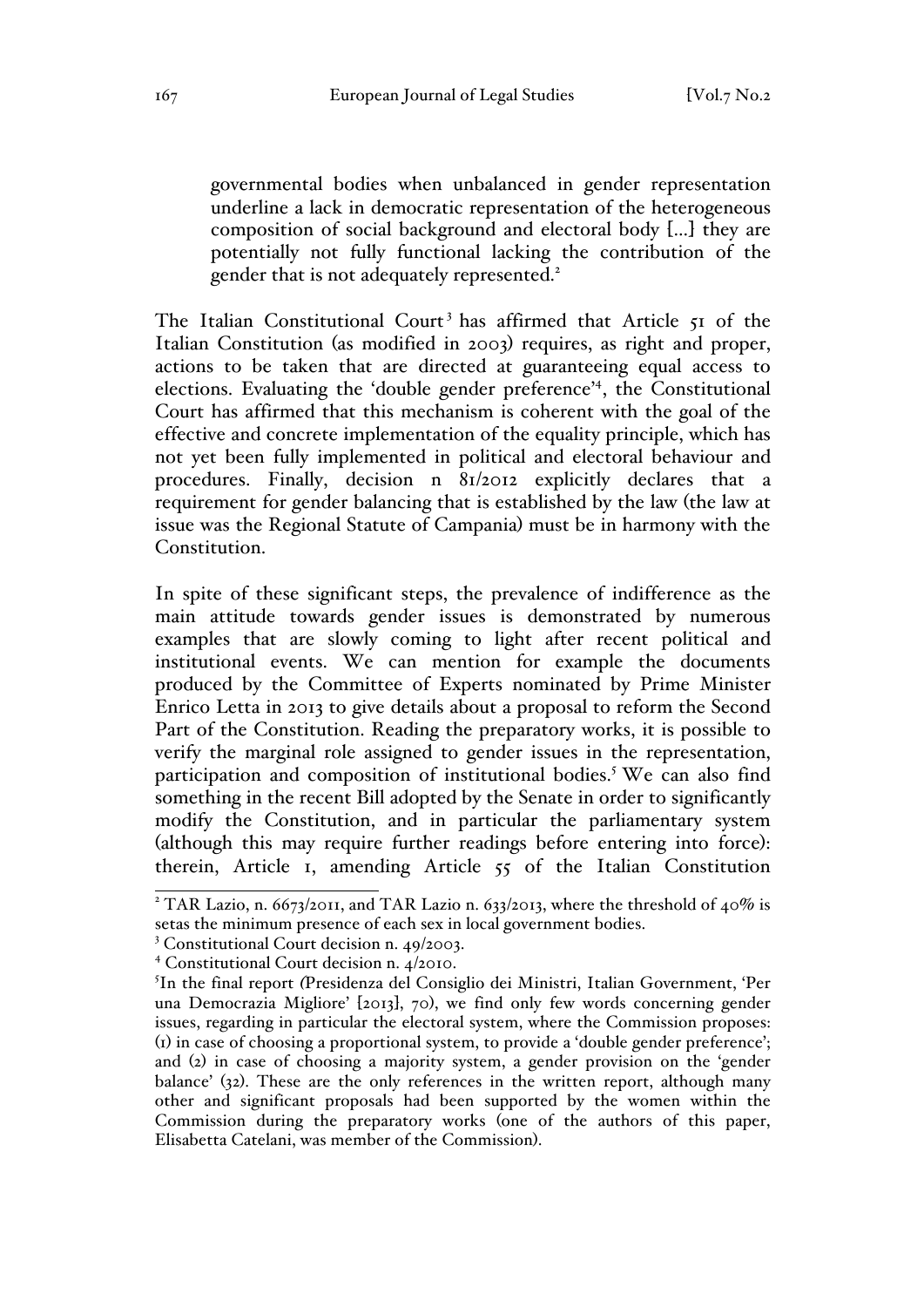> governmental bodies when unbalanced in gender representation underline a lack in democratic representation of the heterogeneous composition of social background and electoral body [...] they are potentially not fully functional lacking the contribution of the gender that is not adequately represented.[2]

The Italian Constitutional Court[3] has affirmed that Article 51 of the Italian Constitution (as modified in 2003) requires, as right and proper, actions to be taken that are directed at guaranteeing equal access to elections. Evaluating the 'double gender preference'[4], the Constitutional Court has affirmed that this mechanism is coherent with the goal of the effective and concrete implementation of the equality principle, which has not yet been fully implemented in political and electoral behaviour and procedures. Finally, decision n 81/2012 explicitly declares that a requirement for gender balancing that is established by the law (the law at issue was the Regional Statute of Campania) must be in harmony with the Constitution.

In spite of these significant steps, the prevalence of indifference as the main attitude towards gender issues is demonstrated by numerous examples that are slowly coming to light after recent political and institutional events. We can mention for example the documents produced by the Committee of Experts nominated by Prime Minister Enrico Letta in 2013 to give details about a proposal to reform the Second Part of the Constitution. Reading the preparatory works, it is possible to verify the marginal role assigned to gender issues in the representation, participation and composition of institutional bodies.[5] We can also find something in the recent Bill adopted by the Senate in order to significantly modify the Constitution, and in particular the parliamentary system (although this may require further readings before entering into force): therein, Article 1, amending Article 55 of the Italian Constitution

---

[2] TAR Lazio, n. 6673/2011, and TAR Lazio n. 633/2013, where the threshold of 40% is setas the minimum presence of each sex in local government bodies.

[3] Constitutional Court decision n. 49/2003.

[4] Constitutional Court decision n. 4/2010.

[5] In the final report (Presidenza del Consiglio dei Ministri, Italian Government, 'Per una Democrazia Migliore' [2013], 70), we find only few words concerning gender issues, regarding in particular the electoral system, where the Commission proposes: (1) in case of choosing a proportional system, to provide a 'double gender preference'; and (2) in case of choosing a majority system, a gender provision on the 'gender balance' (32). These are the only references in the written report, although many other and significant proposals had been supported by the women within the Commission during the preparatory works (one of the authors of this paper, Elisabetta Catelani, was member of the Commission).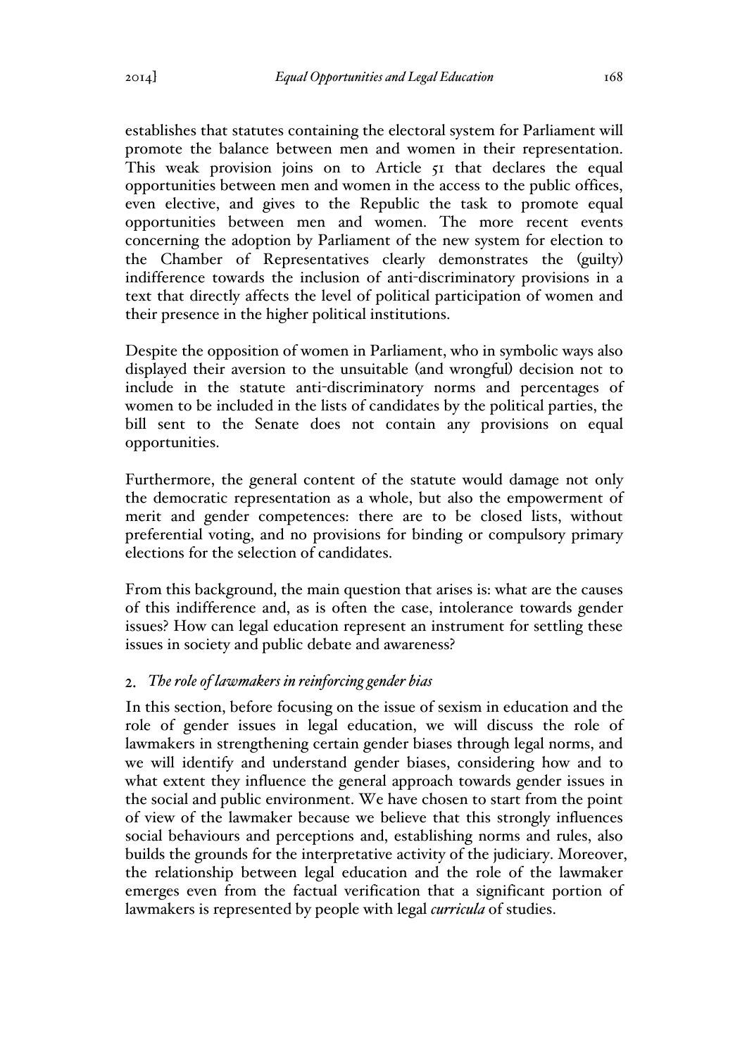establishes that statutes containing the electoral system for Parliament will promote the balance between men and women in their representation. This weak provision joins on to Article 51 that declares the equal opportunities between men and women in the access to the public offices, even elective, and gives to the Republic the task to promote equal opportunities between men and women. The more recent events concerning the adoption by Parliament of the new system for election to the Chamber of Representatives clearly demonstrates the (guilty) indifference towards the inclusion of anti-discriminatory provisions in a text that directly affects the level of political participation of women and their presence in the higher political institutions.

Despite the opposition of women in Parliament, who in symbolic ways also displayed their aversion to the unsuitable (and wrongful) decision not to include in the statute anti-discriminatory norms and percentages of women to be included in the lists of candidates by the political parties, the bill sent to the Senate does not contain any provisions on equal opportunities.

Furthermore, the general content of the statute would damage not only the democratic representation as a whole, but also the empowerment of merit and gender competences: there are to be closed lists, without preferential voting, and no provisions for binding or compulsory primary elections for the selection of candidates.

From this background, the main question that arises is: what are the causes of this indifference and, as is often the case, intolerance towards gender issues? How can legal education represent an instrument for settling these issues in society and public debate and awareness?

## 2. *The role of lawmakers in reinforcing gender bias*

In this section, before focusing on the issue of sexism in education and the role of gender issues in legal education, we will discuss the role of lawmakers in strengthening certain gender biases through legal norms, and we will identify and understand gender biases, considering how and to what extent they influence the general approach towards gender issues in the social and public environment. We have chosen to start from the point of view of the lawmaker because we believe that this strongly influences social behaviours and perceptions and, establishing norms and rules, also builds the grounds for the interpretative activity of the judiciary. Moreover, the relationship between legal education and the role of the lawmaker emerges even from the factual verification that a significant portion of lawmakers is represented by people with legal *curricula* of studies.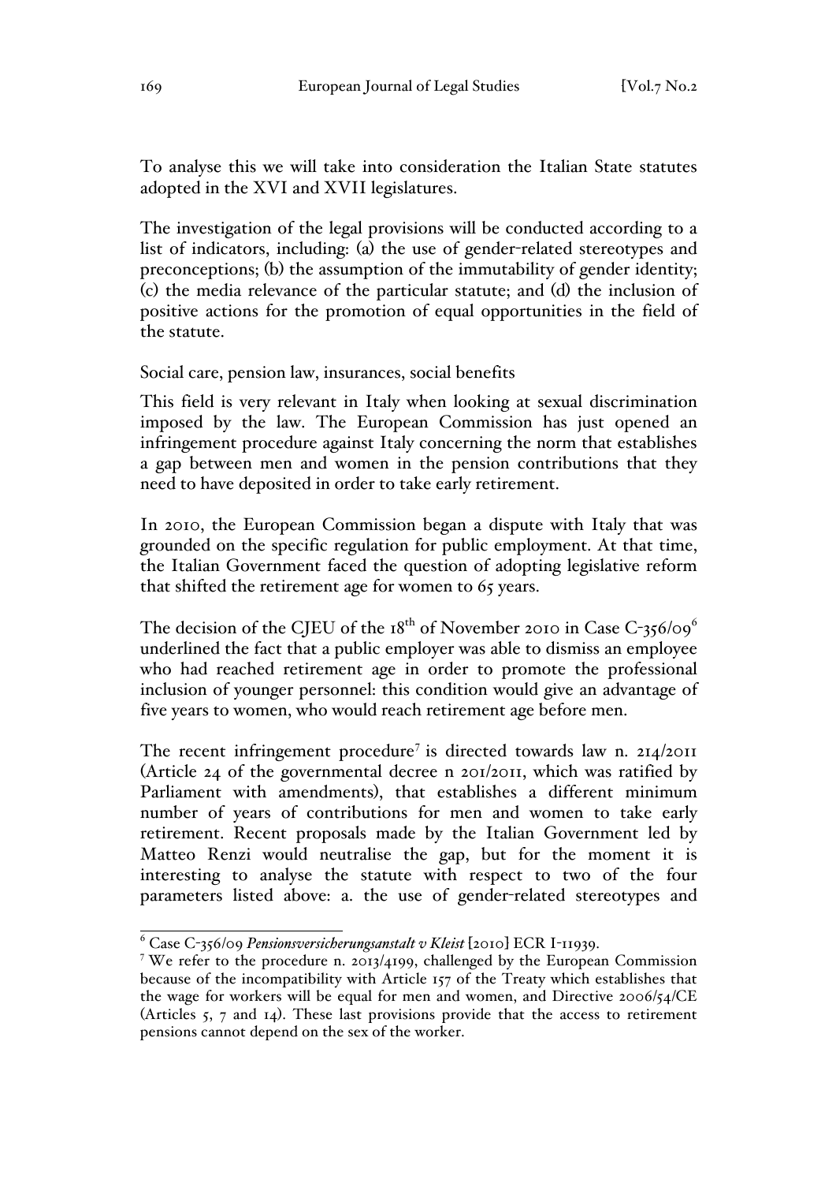To analyse this we will take into consideration the Italian State statutes adopted in the XVI and XVII legislatures.

The investigation of the legal provisions will be conducted according to a list of indicators, including: (a) the use of gender-related stereotypes and preconceptions; (b) the assumption of the immutability of gender identity; (c) the media relevance of the particular statute; and (d) the inclusion of positive actions for the promotion of equal opportunities in the field of the statute.

Social care, pension law, insurances, social benefits

This field is very relevant in Italy when looking at sexual discrimination imposed by the law. The European Commission has just opened an infringement procedure against Italy concerning the norm that establishes a gap between men and women in the pension contributions that they need to have deposited in order to take early retirement.

In 2010, the European Commission began a dispute with Italy that was grounded on the specific regulation for public employment. At that time, the Italian Government faced the question of adopting legislative reform that shifted the retirement age for women to 65 years.

The decision of the CJEU of the 18th of November 2010 in Case C-356/09[6] underlined the fact that a public employer was able to dismiss an employee who had reached retirement age in order to promote the professional inclusion of younger personnel: this condition would give an advantage of five years to women, who would reach retirement age before men.

The recent infringement procedure[7] is directed towards law n. 214/2011 (Article 24 of the governmental decree n 201/2011, which was ratified by Parliament with amendments), that establishes a different minimum number of years of contributions for men and women to take early retirement. Recent proposals made by the Italian Government led by Matteo Renzi would neutralise the gap, but for the moment it is interesting to analyse the statute with respect to two of the four parameters listed above: a. the use of gender-related stereotypes and

---

[6] Case C-356/09 *Pensionsversicherungsanstalt v Kleist* [2010] ECR I-11939.

[7] We refer to the procedure n. 2013/4199, challenged by the European Commission because of the incompatibility with Article 157 of the Treaty which establishes that the wage for workers will be equal for men and women, and Directive 2006/54/CE (Articles 5, 7 and 14). These last provisions provide that the access to retirement pensions cannot depend on the sex of the worker.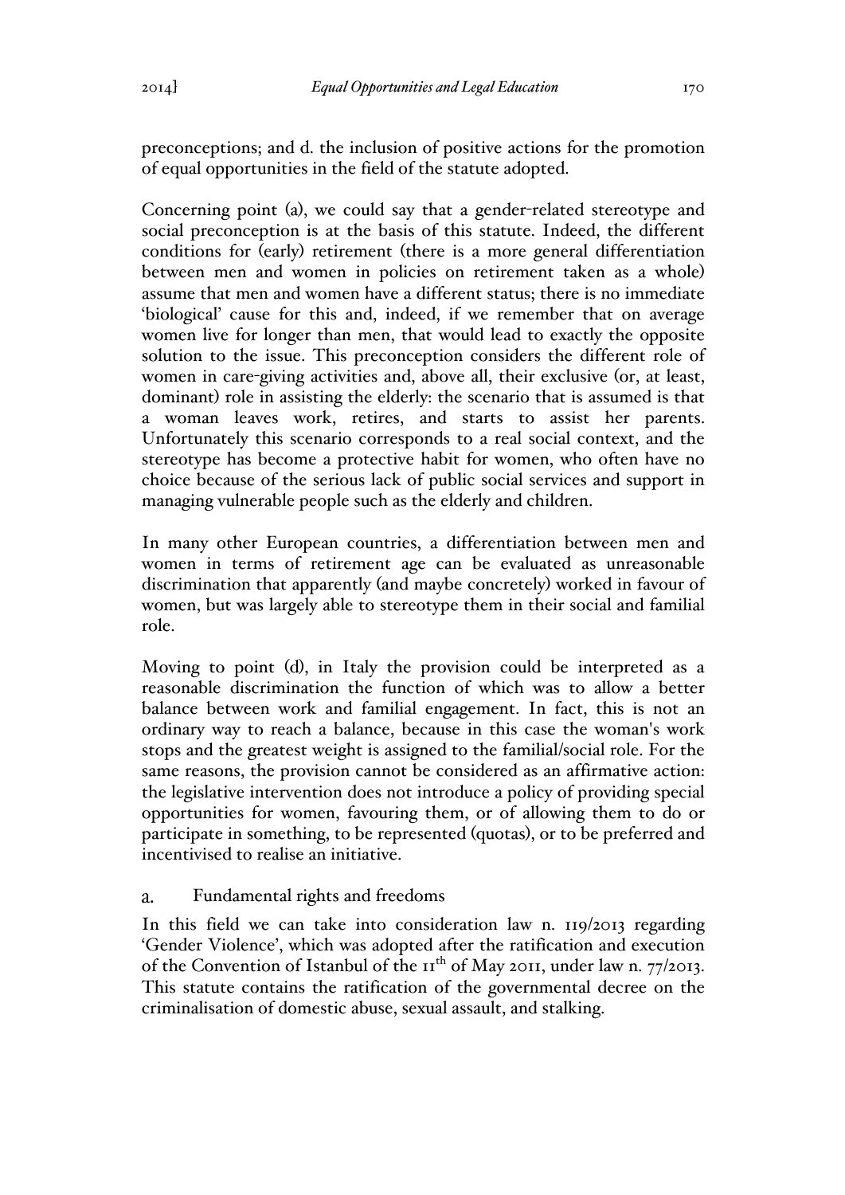preconceptions; and d. the inclusion of positive actions for the promotion of equal opportunities in the field of the statute adopted.

Concerning point (a), we could say that a gender-related stereotype and social preconception is at the basis of this statute. Indeed, the different conditions for (early) retirement (there is a more general differentiation between men and women in policies on retirement taken as a whole) assume that men and women have a different status; there is no immediate 'biological' cause for this and, indeed, if we remember that on average women live for longer than men, that would lead to exactly the opposite solution to the issue. This preconception considers the different role of women in care-giving activities and, above all, their exclusive (or, at least, dominant) role in assisting the elderly: the scenario that is assumed is that a woman leaves work, retires, and starts to assist her parents. Unfortunately this scenario corresponds to a real social context, and the stereotype has become a protective habit for women, who often have no choice because of the serious lack of public social services and support in managing vulnerable people such as the elderly and children.

In many other European countries, a differentiation between men and women in terms of retirement age can be evaluated as unreasonable discrimination that apparently (and maybe concretely) worked in favour of women, but was largely able to stereotype them in their social and familial role.

Moving to point (d), in Italy the provision could be interpreted as a reasonable discrimination the function of which was to allow a better balance between work and familial engagement. In fact, this is not an ordinary way to reach a balance, because in this case the woman's work stops and the greatest weight is assigned to the familial/social role. For the same reasons, the provision cannot be considered as an affirmative action: the legislative intervention does not introduce a policy of providing special opportunities for women, favouring them, or of allowing them to do or participate in something, to be represented (quotas), or to be preferred and incentivised to realise an initiative.

a. Fundamental rights and freedoms

In this field we can take into consideration law n. 119/2013 regarding 'Gender Violence', which was adopted after the ratification and execution of the Convention of Istanbul of the 11th of May 2011, under law n. 77/2013. This statute contains the ratification of the governmental decree on the criminalisation of domestic abuse, sexual assault, and stalking.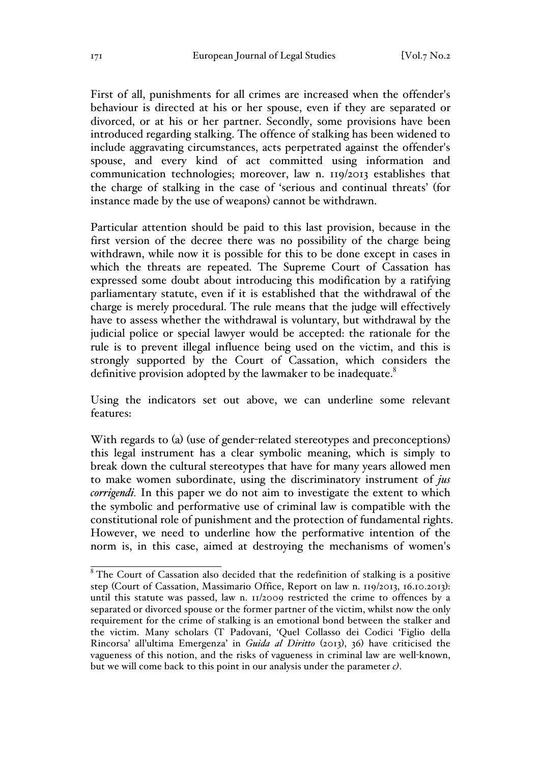First of all, punishments for all crimes are increased when the offender's behaviour is directed at his or her spouse, even if they are separated or divorced, or at his or her partner. Secondly, some provisions have been introduced regarding stalking. The offence of stalking has been widened to include aggravating circumstances, acts perpetrated against the offender's spouse, and every kind of act committed using information and communication technologies; moreover, law n. 119/2013 establishes that the charge of stalking in the case of 'serious and continual threats' (for instance made by the use of weapons) cannot be withdrawn.

Particular attention should be paid to this last provision, because in the first version of the decree there was no possibility of the charge being withdrawn, while now it is possible for this to be done except in cases in which the threats are repeated. The Supreme Court of Cassation has expressed some doubt about introducing this modification by a ratifying parliamentary statute, even if it is established that the withdrawal of the charge is merely procedural. The rule means that the judge will effectively have to assess whether the withdrawal is voluntary, but withdrawal by the judicial police or special lawyer would be accepted: the rationale for the rule is to prevent illegal influence being used on the victim, and this is strongly supported by the Court of Cassation, which considers the definitive provision adopted by the lawmaker to be inadequate.[8]

Using the indicators set out above, we can underline some relevant features:

With regards to (a) (use of gender-related stereotypes and preconceptions) this legal instrument has a clear symbolic meaning, which is simply to break down the cultural stereotypes that have for many years allowed men to make women subordinate, using the discriminatory instrument of *jus corrigendi.* In this paper we do not aim to investigate the extent to which the symbolic and performative use of criminal law is compatible with the constitutional role of punishment and the protection of fundamental rights. However, we need to underline how the performative intention of the norm is, in this case, aimed at destroying the mechanisms of women's

---

[8] The Court of Cassation also decided that the redefinition of stalking is a positive step (Court of Cassation, Massimario Office, Report on law n. 119/2013, 16.10.2013): until this statute was passed, law n. 11/2009 restricted the crime to offences by a separated or divorced spouse or the former partner of the victim, whilst now the only requirement for the crime of stalking is an emotional bond between the stalker and the victim. Many scholars (T Padovani, 'Quel Collasso dei Codici 'Figlio della Rincorsa' all'ultima Emergenza' in *Guida al Diritto* (2013), 36) have criticised the vagueness of this notion, and the risks of vagueness in criminal law are well-known, but we will come back to this point in our analysis under the parameter *c)*.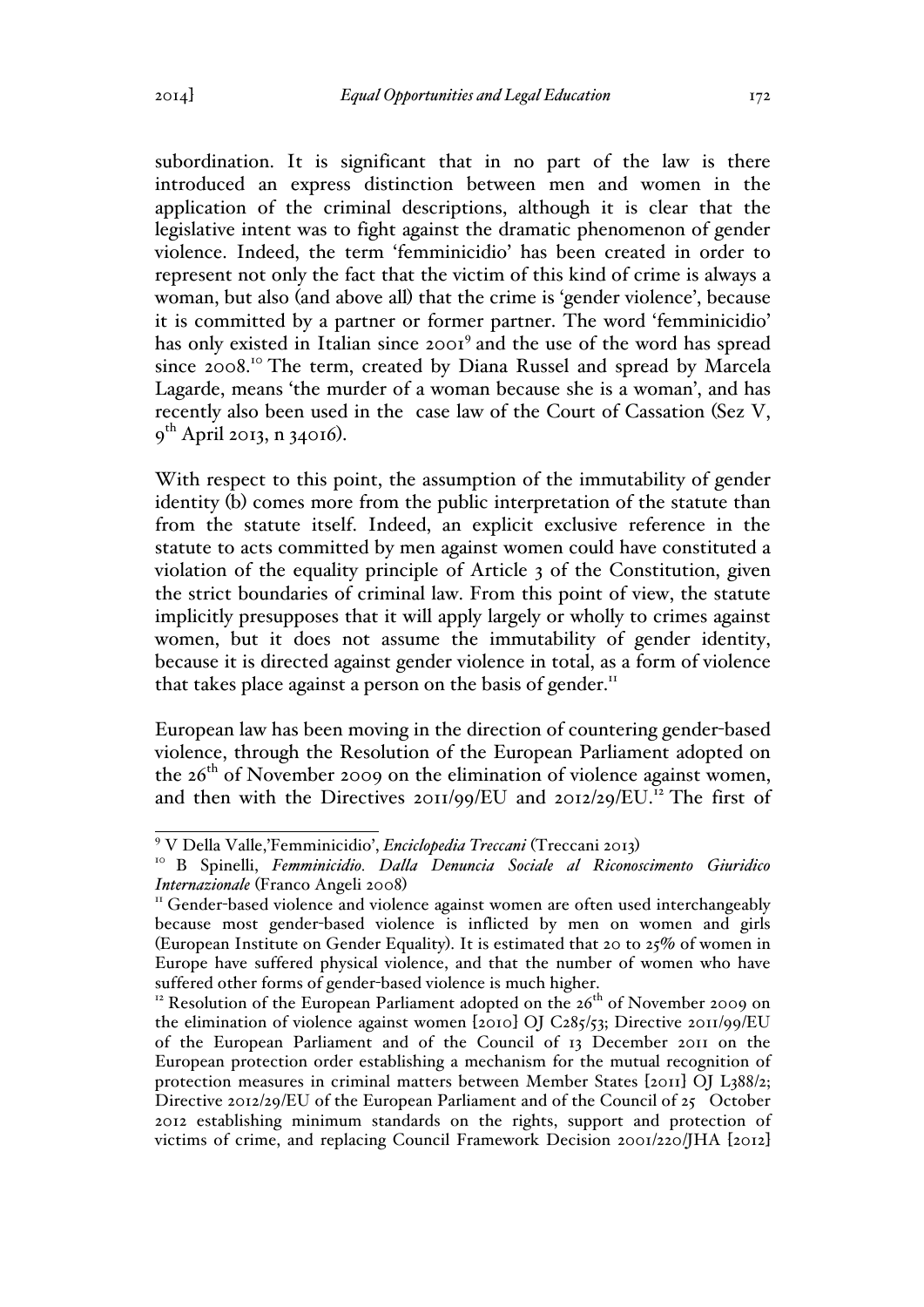subordination. It is significant that in no part of the law is there introduced an express distinction between men and women in the application of the criminal descriptions, although it is clear that the legislative intent was to fight against the dramatic phenomenon of gender violence. Indeed, the term 'femminicidio' has been created in order to represent not only the fact that the victim of this kind of crime is always a woman, but also (and above all) that the crime is 'gender violence', because it is committed by a partner or former partner. The word 'femminicidio' has only existed in Italian since 2001[9] and the use of the word has spread since 2008.[10] The term, created by Diana Russel and spread by Marcela Lagarde, means 'the murder of a woman because she is a woman', and has recently also been used in the case law of the Court of Cassation (Sez V, 9th April 2013, n 34016).

With respect to this point, the assumption of the immutability of gender identity (b) comes more from the public interpretation of the statute than from the statute itself. Indeed, an explicit exclusive reference in the statute to acts committed by men against women could have constituted a violation of the equality principle of Article 3 of the Constitution, given the strict boundaries of criminal law. From this point of view, the statute implicitly presupposes that it will apply largely or wholly to crimes against women, but it does not assume the immutability of gender identity, because it is directed against gender violence in total, as a form of violence that takes place against a person on the basis of gender.[11]

European law has been moving in the direction of countering gender-based violence, through the Resolution of the European Parliament adopted on the 26th of November 2009 on the elimination of violence against women, and then with the Directives 2011/99/EU and 2012/29/EU.[12] The first of

---

[9] V Della Valle,'Femminicidio', *Enciclopedia Treccani* (Treccani 2013)

[10] B Spinelli, *Femminicidio. Dalla Denuncia Sociale al Riconoscimento Giuridico Internazionale* (Franco Angeli 2008)

[11] Gender-based violence and violence against women are often used interchangeably because most gender-based violence is inflicted by men on women and girls (European Institute on Gender Equality). It is estimated that 20 to 25% of women in Europe have suffered physical violence, and that the number of women who have suffered other forms of gender-based violence is much higher.

[12] Resolution of the European Parliament adopted on the 26th of November 2009 on the elimination of violence against women [2010] OJ C285/53; Directive 2011/99/EU of the European Parliament and of the Council of 13 December 2011 on the European protection order establishing a mechanism for the mutual recognition of protection measures in criminal matters between Member States [2011] OJ L388/2; Directive 2012/29/EU of the European Parliament and of the Council of 25 October 2012 establishing minimum standards on the rights, support and protection of victims of crime, and replacing Council Framework Decision 2001/220/JHA [2012]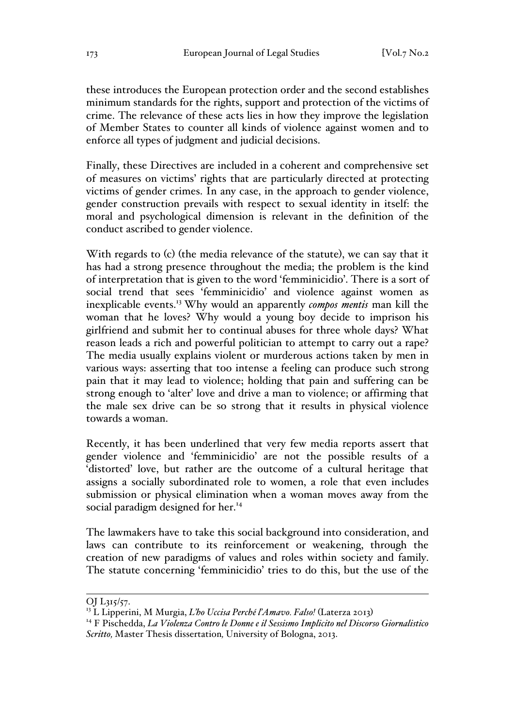these introduces the European protection order and the second establishes minimum standards for the rights, support and protection of the victims of crime. The relevance of these acts lies in how they improve the legislation of Member States to counter all kinds of violence against women and to enforce all types of judgment and judicial decisions.

Finally, these Directives are included in a coherent and comprehensive set of measures on victims' rights that are particularly directed at protecting victims of gender crimes. In any case, in the approach to gender violence, gender construction prevails with respect to sexual identity in itself: the moral and psychological dimension is relevant in the definition of the conduct ascribed to gender violence.

With regards to (c) (the media relevance of the statute), we can say that it has had a strong presence throughout the media; the problem is the kind of interpretation that is given to the word 'femminicidio'. There is a sort of social trend that sees 'femminicidio' and violence against women as inexplicable events.[13] Why would an apparently *compos mentis* man kill the woman that he loves? Why would a young boy decide to imprison his girlfriend and submit her to continual abuses for three whole days? What reason leads a rich and powerful politician to attempt to carry out a rape? The media usually explains violent or murderous actions taken by men in various ways: asserting that too intense a feeling can produce such strong pain that it may lead to violence; holding that pain and suffering can be strong enough to 'alter' love and drive a man to violence; or affirming that the male sex drive can be so strong that it results in physical violence towards a woman.

Recently, it has been underlined that very few media reports assert that gender violence and 'femminicidio' are not the possible results of a 'distorted' love, but rather are the outcome of a cultural heritage that assigns a socially subordinated role to women, a role that even includes submission or physical elimination when a woman moves away from the social paradigm designed for her.[14]

The lawmakers have to take this social background into consideration, and laws can contribute to its reinforcement or weakening, through the creation of new paradigms of values and roles within society and family. The statute concerning 'femminicidio' tries to do this, but the use of the

OJ L315/57.

[13] L Lipperini, M Murgia, *L'ho Uccisa Perché l'Amavo. Falso!* (Laterza 2013)

[14] F Pischedda, *La Violenza Contro le Donne e il Sessismo Implicito nel Discorso Giornalistico Scritto,* Master Thesis dissertation*,* University of Bologna, 2013.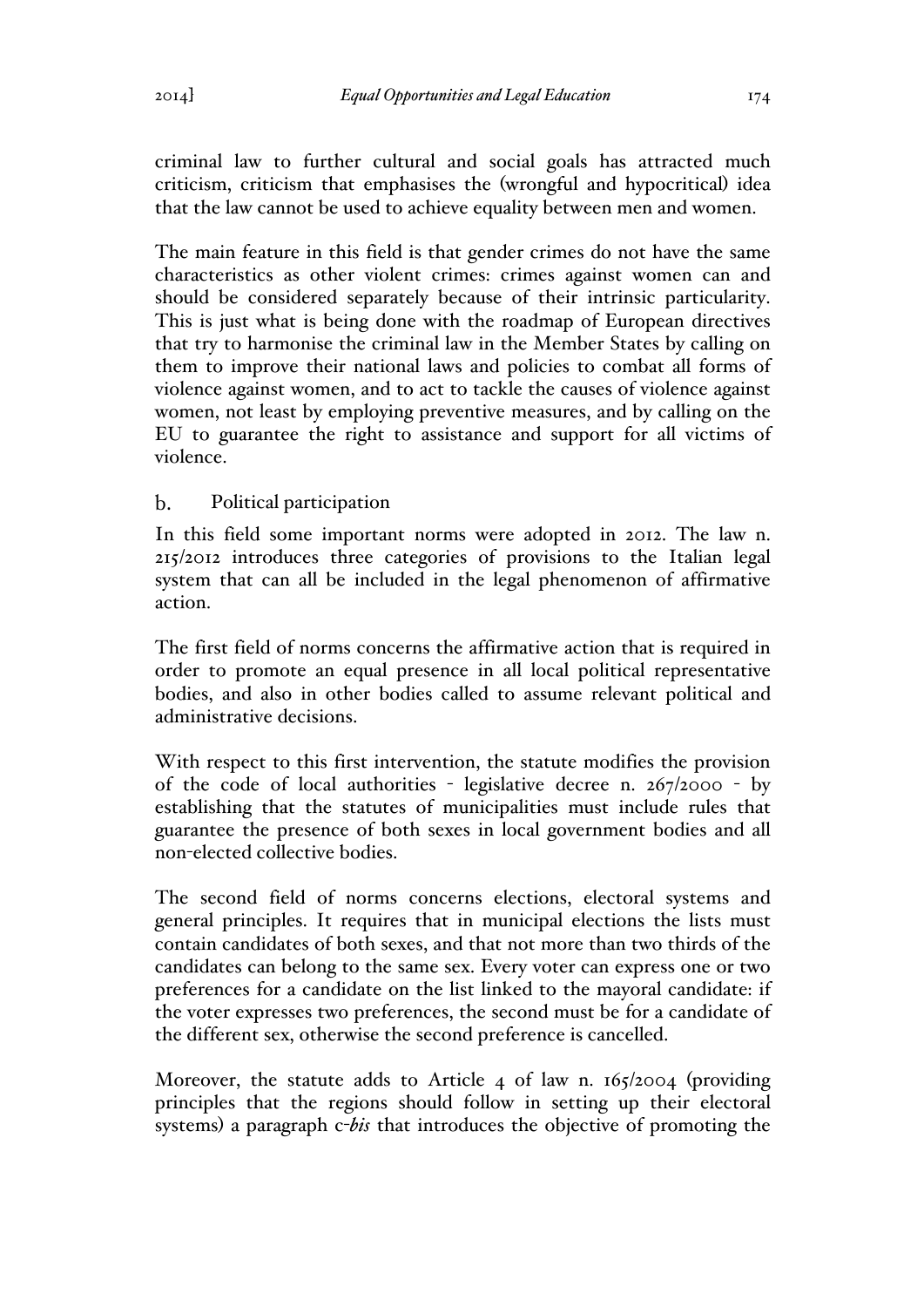criminal law to further cultural and social goals has attracted much criticism, criticism that emphasises the (wrongful and hypocritical) idea that the law cannot be used to achieve equality between men and women.

The main feature in this field is that gender crimes do not have the same characteristics as other violent crimes: crimes against women can and should be considered separately because of their intrinsic particularity. This is just what is being done with the roadmap of European directives that try to harmonise the criminal law in the Member States by calling on them to improve their national laws and policies to combat all forms of violence against women, and to act to tackle the causes of violence against women, not least by employing preventive measures, and by calling on the EU to guarantee the right to assistance and support for all victims of violence.

### b. Political participation

In this field some important norms were adopted in 2012. The law n. 215/2012 introduces three categories of provisions to the Italian legal system that can all be included in the legal phenomenon of affirmative action.

The first field of norms concerns the affirmative action that is required in order to promote an equal presence in all local political representative bodies, and also in other bodies called to assume relevant political and administrative decisions.

With respect to this first intervention, the statute modifies the provision of the code of local authorities - legislative decree n. 267/2000 - by establishing that the statutes of municipalities must include rules that guarantee the presence of both sexes in local government bodies and all non-elected collective bodies.

The second field of norms concerns elections, electoral systems and general principles. It requires that in municipal elections the lists must contain candidates of both sexes, and that not more than two thirds of the candidates can belong to the same sex. Every voter can express one or two preferences for a candidate on the list linked to the mayoral candidate: if the voter expresses two preferences, the second must be for a candidate of the different sex, otherwise the second preference is cancelled.

Moreover, the statute adds to Article 4 of law n. 165/2004 (providing principles that the regions should follow in setting up their electoral systems) a paragraph c-*bis* that introduces the objective of promoting the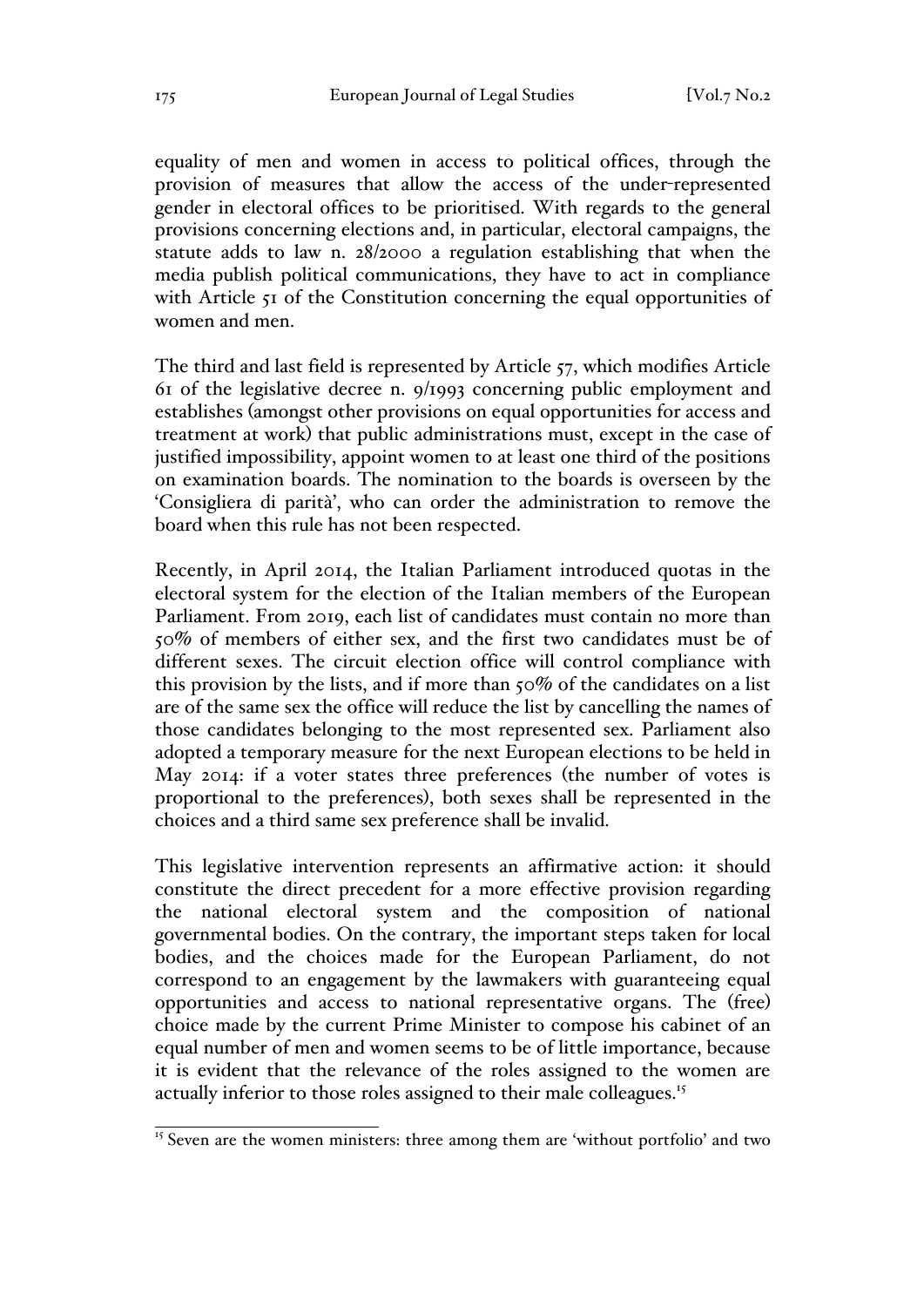equality of men and women in access to political offices, through the provision of measures that allow the access of the under-represented gender in electoral offices to be prioritised. With regards to the general provisions concerning elections and, in particular, electoral campaigns, the statute adds to law n. 28/2000 a regulation establishing that when the media publish political communications, they have to act in compliance with Article 51 of the Constitution concerning the equal opportunities of women and men.

The third and last field is represented by Article 57, which modifies Article 61 of the legislative decree n. 9/1993 concerning public employment and establishes (amongst other provisions on equal opportunities for access and treatment at work) that public administrations must, except in the case of justified impossibility, appoint women to at least one third of the positions on examination boards. The nomination to the boards is overseen by the 'Consigliera di parità', who can order the administration to remove the board when this rule has not been respected.

Recently, in April 2014, the Italian Parliament introduced quotas in the electoral system for the election of the Italian members of the European Parliament. From 2019, each list of candidates must contain no more than 50% of members of either sex, and the first two candidates must be of different sexes. The circuit election office will control compliance with this provision by the lists, and if more than 50% of the candidates on a list are of the same sex the office will reduce the list by cancelling the names of those candidates belonging to the most represented sex. Parliament also adopted a temporary measure for the next European elections to be held in May 2014: if a voter states three preferences (the number of votes is proportional to the preferences), both sexes shall be represented in the choices and a third same sex preference shall be invalid.

This legislative intervention represents an affirmative action: it should constitute the direct precedent for a more effective provision regarding the national electoral system and the composition of national governmental bodies. On the contrary, the important steps taken for local bodies, and the choices made for the European Parliament, do not correspond to an engagement by the lawmakers with guaranteeing equal opportunities and access to national representative organs. The (free) choice made by the current Prime Minister to compose his cabinet of an equal number of men and women seems to be of little importance, because it is evident that the relevance of the roles assigned to the women are actually inferior to those roles assigned to their male colleagues.[15]

[15] Seven are the women ministers: three among them are 'without portfolio' and two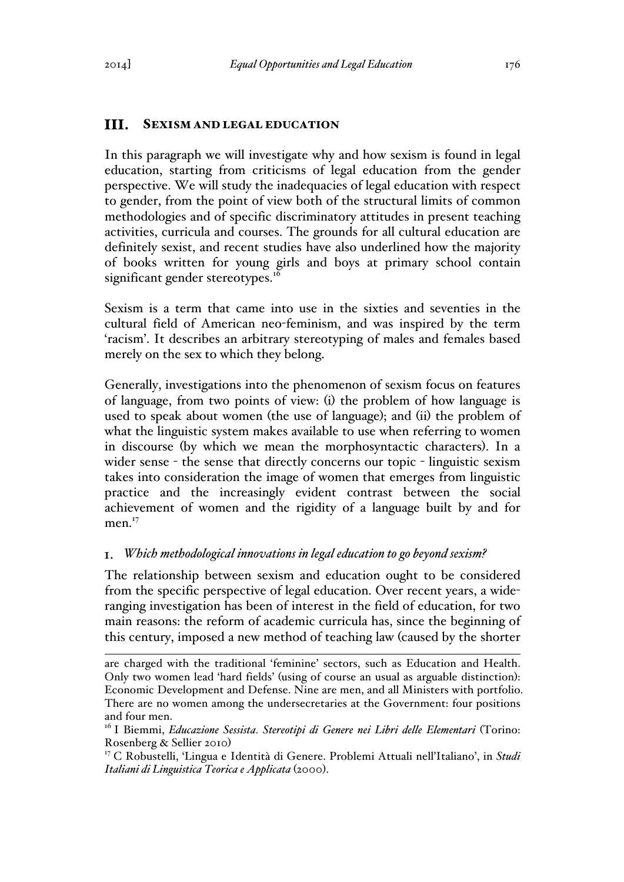## III. SEXISM AND LEGAL EDUCATION

In this paragraph we will investigate why and how sexism is found in legal education, starting from criticisms of legal education from the gender perspective. We will study the inadequacies of legal education with respect to gender, from the point of view both of the structural limits of common methodologies and of specific discriminatory attitudes in present teaching activities, curricula and courses. The grounds for all cultural education are definitely sexist, and recent studies have also underlined how the majority of books written for young girls and boys at primary school contain significant gender stereotypes.[16]

Sexism is a term that came into use in the sixties and seventies in the cultural field of American neo-feminism, and was inspired by the term 'racism'. It describes an arbitrary stereotyping of males and females based merely on the sex to which they belong.

Generally, investigations into the phenomenon of sexism focus on features of language, from two points of view: (i) the problem of how language is used to speak about women (the use of language); and (ii) the problem of what the linguistic system makes available to use when referring to women in discourse (by which we mean the morphosyntactic characters). In a wider sense - the sense that directly concerns our topic - linguistic sexism takes into consideration the image of women that emerges from linguistic practice and the increasingly evident contrast between the social achievement of women and the rigidity of a language built by and for men.[17]

### 1. *Which methodological innovations in legal education to go beyond sexism?*

The relationship between sexism and education ought to be considered from the specific perspective of legal education. Over recent years, a wide-ranging investigation has been of interest in the field of education, for two main reasons: the reform of academic curricula has, since the beginning of this century, imposed a new method of teaching law (caused by the shorter

---

are charged with the traditional 'feminine' sectors, such as Education and Health. Only two women lead 'hard fields' (using of course an usual as arguable distinction): Economic Development and Defense. Nine are men, and all Ministers with portfolio. There are no women among the undersecretaries at the Government: four positions and four men.

[16] I Biemmi, *Educazione Sessista. Stereotipi di Genere nei Libri delle Elementari* (Torino: Rosenberg & Sellier 2010)

[17] C Robustelli, 'Lingua e Identità di Genere. Problemi Attuali nell'Italiano', in *Studi Italiani di Linguistica Teorica e Applicata* (2000).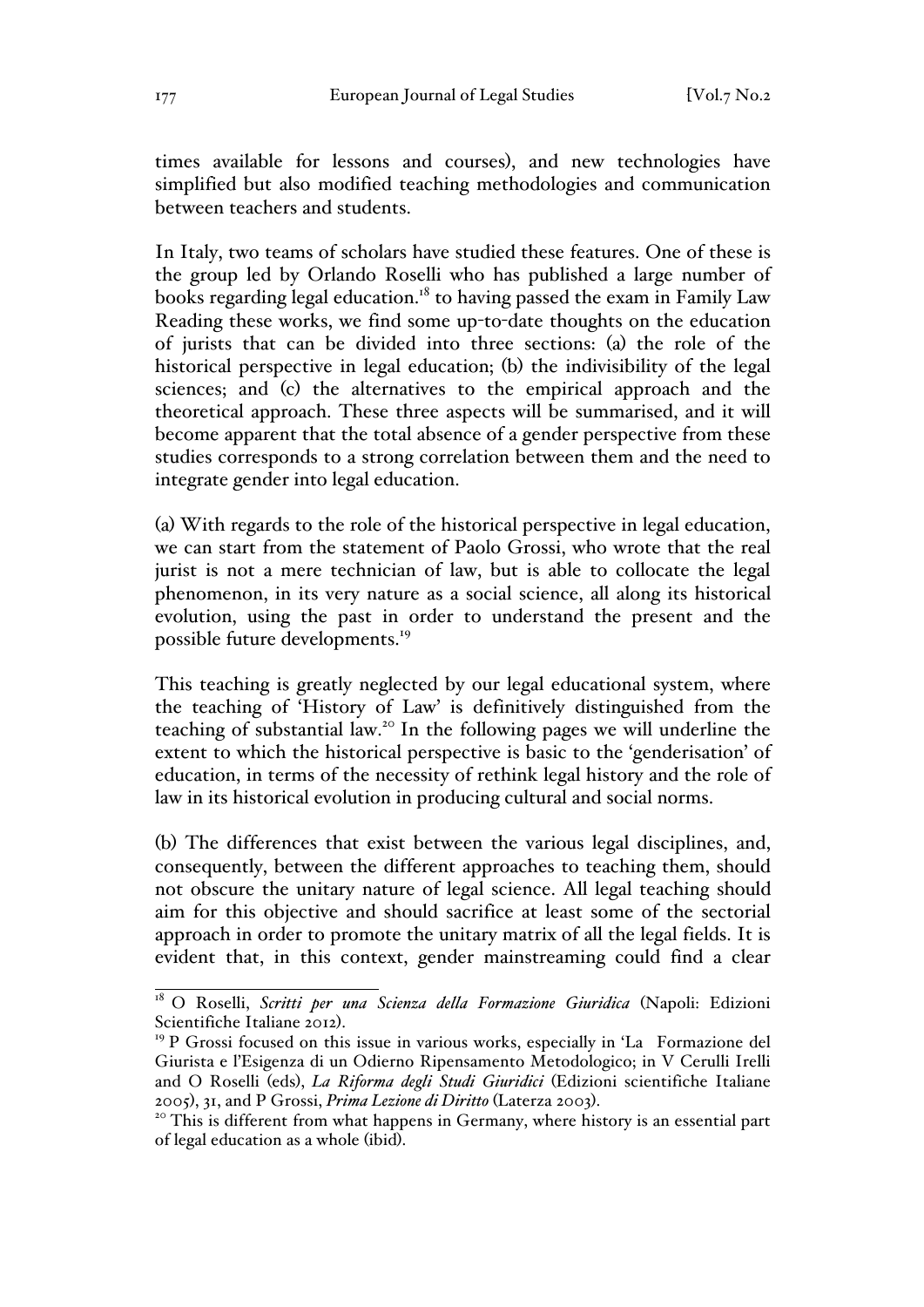times available for lessons and courses), and new technologies have simplified but also modified teaching methodologies and communication between teachers and students.

In Italy, two teams of scholars have studied these features. One of these is the group led by Orlando Roselli who has published a large number of books regarding legal education.[18] to having passed the exam in Family Law Reading these works, we find some up-to-date thoughts on the education of jurists that can be divided into three sections: (a) the role of the historical perspective in legal education; (b) the indivisibility of the legal sciences; and (c) the alternatives to the empirical approach and the theoretical approach. These three aspects will be summarised, and it will become apparent that the total absence of a gender perspective from these studies corresponds to a strong correlation between them and the need to integrate gender into legal education.

(a) With regards to the role of the historical perspective in legal education, we can start from the statement of Paolo Grossi, who wrote that the real jurist is not a mere technician of law, but is able to collocate the legal phenomenon, in its very nature as a social science, all along its historical evolution, using the past in order to understand the present and the possible future developments.[19]

This teaching is greatly neglected by our legal educational system, where the teaching of 'History of Law' is definitively distinguished from the teaching of substantial law.[20] In the following pages we will underline the extent to which the historical perspective is basic to the 'genderisation' of education, in terms of the necessity of rethink legal history and the role of law in its historical evolution in producing cultural and social norms.

(b) The differences that exist between the various legal disciplines, and, consequently, between the different approaches to teaching them, should not obscure the unitary nature of legal science. All legal teaching should aim for this objective and should sacrifice at least some of the sectorial approach in order to promote the unitary matrix of all the legal fields. It is evident that, in this context, gender mainstreaming could find a clear

---

[18] O Roselli, *Scritti per una Scienza della Formazione Giuridica* (Napoli: Edizioni Scientifiche Italiane 2012).

[19] P Grossi focused on this issue in various works, especially in 'La Formazione del Giurista e l'Esigenza di un Odierno Ripensamento Metodologico; in V Cerulli Irelli and O Roselli (eds), *La Riforma degli Studi Giuridici* (Edizioni scientifiche Italiane 2005), 31, and P Grossi, *Prima Lezione di Diritto* (Laterza 2003).

[20] This is different from what happens in Germany, where history is an essential part of legal education as a whole (ibid).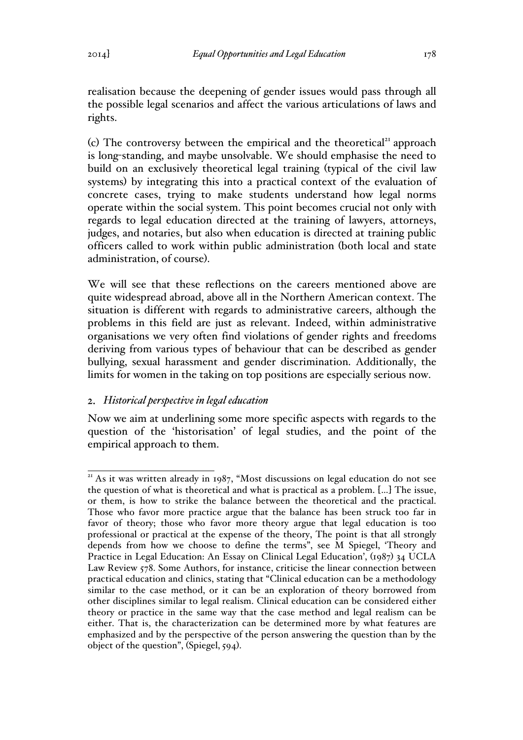realisation because the deepening of gender issues would pass through all the possible legal scenarios and affect the various articulations of laws and rights.

(c) The controversy between the empirical and the theoretical[21] approach is long-standing, and maybe unsolvable. We should emphasise the need to build on an exclusively theoretical legal training (typical of the civil law systems) by integrating this into a practical context of the evaluation of concrete cases, trying to make students understand how legal norms operate within the social system. This point becomes crucial not only with regards to legal education directed at the training of lawyers, attorneys, judges, and notaries, but also when education is directed at training public officers called to work within public administration (both local and state administration, of course).

We will see that these reflections on the careers mentioned above are quite widespread abroad, above all in the Northern American context. The situation is different with regards to administrative careers, although the problems in this field are just as relevant. Indeed, within administrative organisations we very often find violations of gender rights and freedoms deriving from various types of behaviour that can be described as gender bullying, sexual harassment and gender discrimination. Additionally, the limits for women in the taking on top positions are especially serious now.

## 2. *Historical perspective in legal education*

Now we aim at underlining some more specific aspects with regards to the question of the 'historisation' of legal studies, and the point of the empirical approach to them.

[21] As it was written already in 1987, "Most discussions on legal education do not see the question of what is theoretical and what is practical as a problem. [...] The issue, or them, is how to strike the balance between the theoretical and the practical. Those who favor more practice argue that the balance has been struck too far in favor of theory; those who favor more theory argue that legal education is too professional or practical at the expense of the theory, The point is that all strongly depends from how we choose to define the terms", see M Spiegel, 'Theory and Practice in Legal Education: An Essay on Clinical Legal Education', (1987) 34 UCLA Law Review 578. Some Authors, for instance, criticise the linear connection between practical education and clinics, stating that "Clinical education can be a methodology similar to the case method, or it can be an exploration of theory borrowed from other disciplines similar to legal realism. Clinical education can be considered either theory or practice in the same way that the case method and legal realism can be either. That is, the characterization can be determined more by what features are emphasized and by the perspective of the person answering the question than by the object of the question", (Spiegel, 594).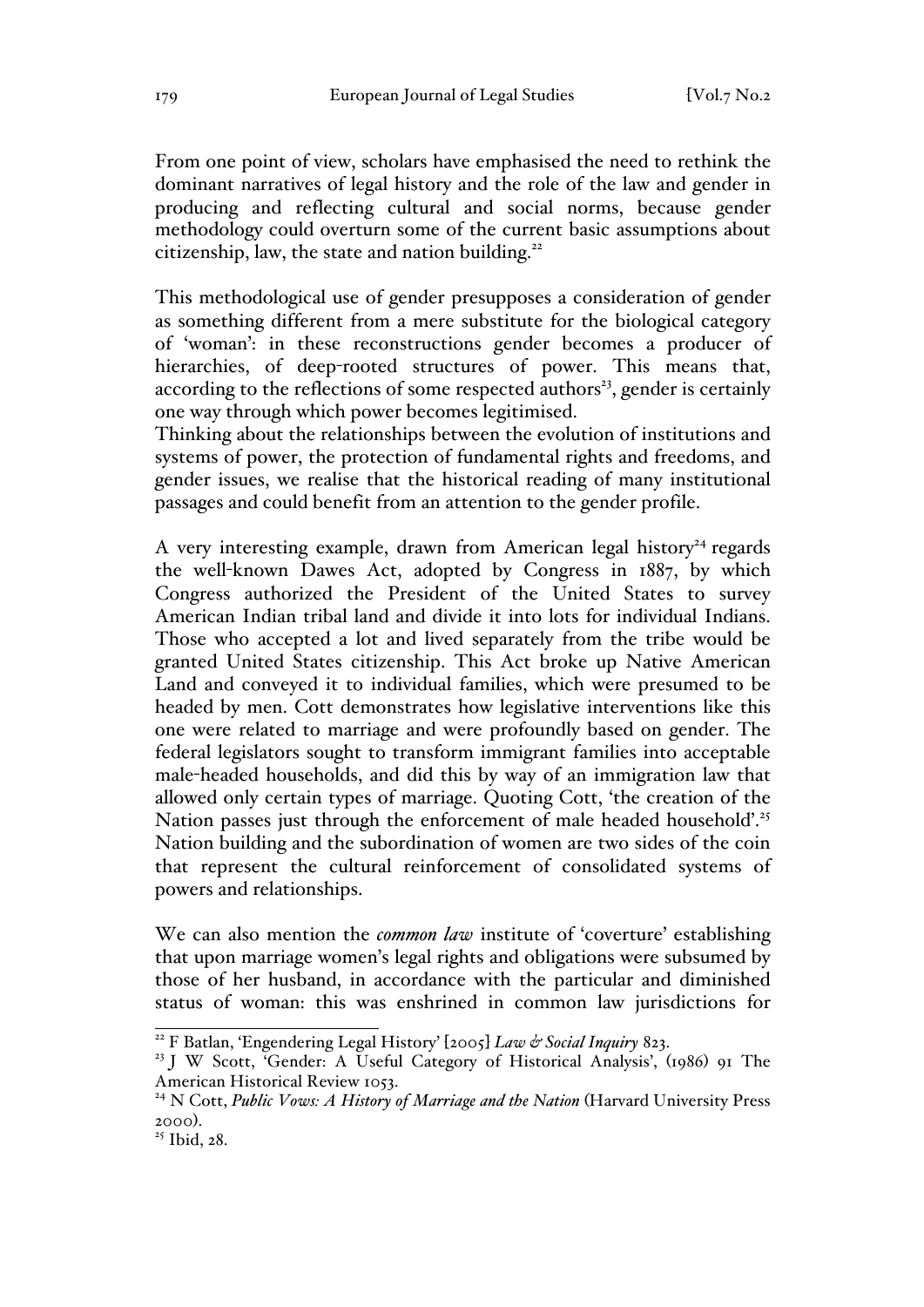From one point of view, scholars have emphasised the need to rethink the dominant narratives of legal history and the role of the law and gender in producing and reflecting cultural and social norms, because gender methodology could overturn some of the current basic assumptions about citizenship, law, the state and nation building.[22]

This methodological use of gender presupposes a consideration of gender as something different from a mere substitute for the biological category of 'woman': in these reconstructions gender becomes a producer of hierarchies, of deep-rooted structures of power. This means that, according to the reflections of some respected authors[23], gender is certainly one way through which power becomes legitimised.

Thinking about the relationships between the evolution of institutions and systems of power, the protection of fundamental rights and freedoms, and gender issues, we realise that the historical reading of many institutional passages and could benefit from an attention to the gender profile.

A very interesting example, drawn from American legal history[24] regards the well-known Dawes Act, adopted by Congress in 1887, by which Congress authorized the President of the United States to survey American Indian tribal land and divide it into lots for individual Indians. Those who accepted a lot and lived separately from the tribe would be granted United States citizenship. This Act broke up Native American Land and conveyed it to individual families, which were presumed to be headed by men. Cott demonstrates how legislative interventions like this one were related to marriage and were profoundly based on gender. The federal legislators sought to transform immigrant families into acceptable male-headed households, and did this by way of an immigration law that allowed only certain types of marriage. Quoting Cott, 'the creation of the Nation passes just through the enforcement of male headed household'.[25] Nation building and the subordination of women are two sides of the coin that represent the cultural reinforcement of consolidated systems of powers and relationships.

We can also mention the *common law* institute of 'coverture' establishing that upon marriage women's legal rights and obligations were subsumed by those of her husband, in accordance with the particular and diminished status of woman: this was enshrined in common law jurisdictions for

---

[22] F Batlan, 'Engendering Legal History' [2005] *Law & Social Inquiry* 823.

[23] J W Scott, 'Gender: A Useful Category of Historical Analysis', (1986) 91 The American Historical Review 1053.

[24] N Cott, *Public Vows: A History of Marriage and the Nation* (Harvard University Press 2000).

[25] Ibid, 28.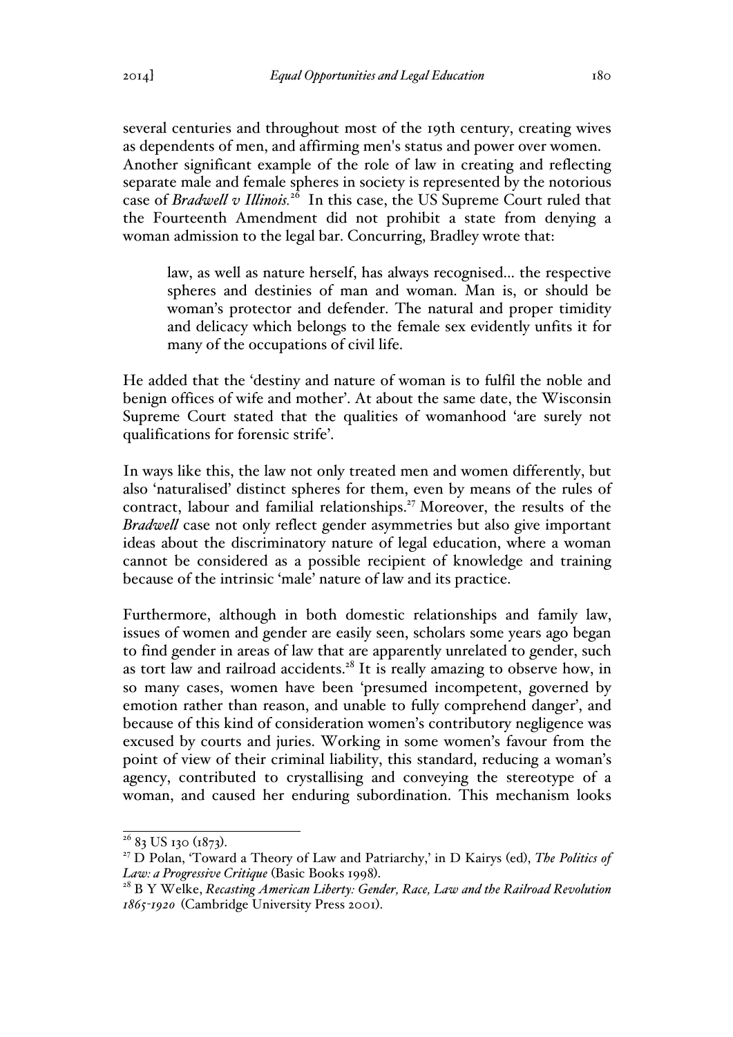several centuries and throughout most of the 19th century, creating wives as dependents of men, and affirming men's status and power over women. Another significant example of the role of law in creating and reflecting separate male and female spheres in society is represented by the notorious case of *Bradwell v Illinois.*[26] In this case, the US Supreme Court ruled that the Fourteenth Amendment did not prohibit a state from denying a woman admission to the legal bar. Concurring, Bradley wrote that:

> law, as well as nature herself, has always recognised… the respective spheres and destinies of man and woman. Man is, or should be woman's protector and defender. The natural and proper timidity and delicacy which belongs to the female sex evidently unfits it for many of the occupations of civil life.

He added that the 'destiny and nature of woman is to fulfil the noble and benign offices of wife and mother'. At about the same date, the Wisconsin Supreme Court stated that the qualities of womanhood 'are surely not qualifications for forensic strife'.

In ways like this, the law not only treated men and women differently, but also 'naturalised' distinct spheres for them, even by means of the rules of contract, labour and familial relationships.[27] Moreover, the results of the *Bradwell* case not only reflect gender asymmetries but also give important ideas about the discriminatory nature of legal education, where a woman cannot be considered as a possible recipient of knowledge and training because of the intrinsic 'male' nature of law and its practice.

Furthermore, although in both domestic relationships and family law, issues of women and gender are easily seen, scholars some years ago began to find gender in areas of law that are apparently unrelated to gender, such as tort law and railroad accidents.[28] It is really amazing to observe how, in so many cases, women have been 'presumed incompetent, governed by emotion rather than reason, and unable to fully comprehend danger', and because of this kind of consideration women's contributory negligence was excused by courts and juries. Working in some women's favour from the point of view of their criminal liability, this standard, reducing a woman's agency, contributed to crystallising and conveying the stereotype of a woman, and caused her enduring subordination. This mechanism looks

---

[26] 83 US 130 (1873).

[27] D Polan, 'Toward a Theory of Law and Patriarchy,' in D Kairys (ed), *The Politics of Law: a Progressive Critique* (Basic Books 1998).

[28] B Y Welke, *Recasting American Liberty: Gender, Race, Law and the Railroad Revolution 1865-1920* (Cambridge University Press 2001).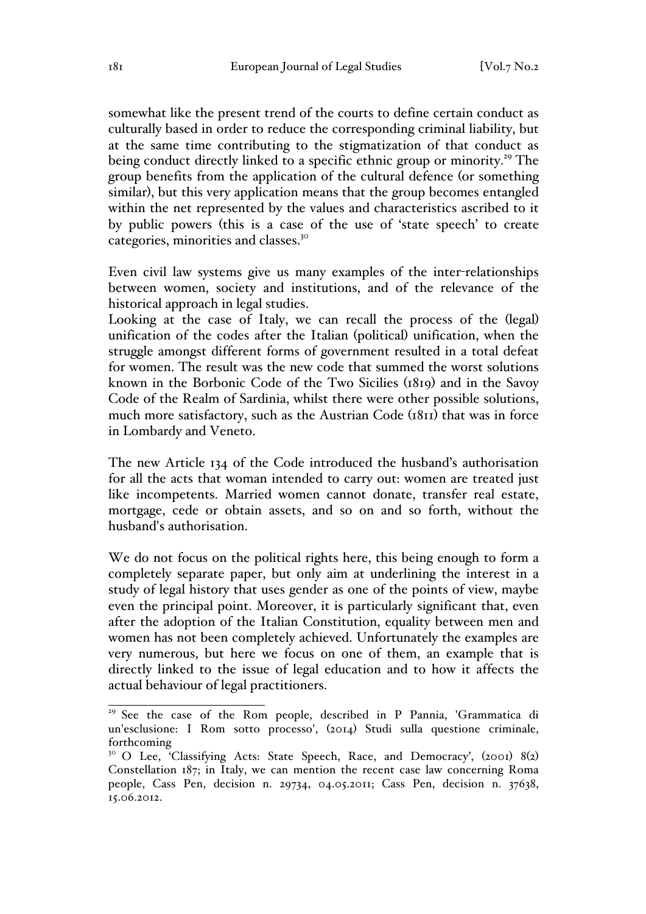somewhat like the present trend of the courts to define certain conduct as culturally based in order to reduce the corresponding criminal liability, but at the same time contributing to the stigmatization of that conduct as being conduct directly linked to a specific ethnic group or minority.[29] The group benefits from the application of the cultural defence (or something similar), but this very application means that the group becomes entangled within the net represented by the values and characteristics ascribed to it by public powers (this is a case of the use of 'state speech' to create categories, minorities and classes.[30]

Even civil law systems give us many examples of the inter-relationships between women, society and institutions, and of the relevance of the historical approach in legal studies.

Looking at the case of Italy, we can recall the process of the (legal) unification of the codes after the Italian (political) unification, when the struggle amongst different forms of government resulted in a total defeat for women. The result was the new code that summed the worst solutions known in the Borbonic Code of the Two Sicilies (1819) and in the Savoy Code of the Realm of Sardinia, whilst there were other possible solutions, much more satisfactory, such as the Austrian Code (1811) that was in force in Lombardy and Veneto.

The new Article 134 of the Code introduced the husband's authorisation for all the acts that woman intended to carry out: women are treated just like incompetents. Married women cannot donate, transfer real estate, mortgage, cede or obtain assets, and so on and so forth, without the husband's authorisation.

We do not focus on the political rights here, this being enough to form a completely separate paper, but only aim at underlining the interest in a study of legal history that uses gender as one of the points of view, maybe even the principal point. Moreover, it is particularly significant that, even after the adoption of the Italian Constitution, equality between men and women has not been completely achieved. Unfortunately the examples are very numerous, but here we focus on one of them, an example that is directly linked to the issue of legal education and to how it affects the actual behaviour of legal practitioners.

---

[29] See the case of the Rom people, described in P Pannia, 'Grammatica di un'esclusione: I Rom sotto processo', (2014) Studi sulla questione criminale, forthcoming

[30] O Lee, 'Classifying Acts: State Speech, Race, and Democracy', (2001) 8(2) Constellation 187; in Italy, we can mention the recent case law concerning Roma people, Cass Pen, decision n. 29734, 04.05.2011; Cass Pen, decision n. 37638, 15.06.2012.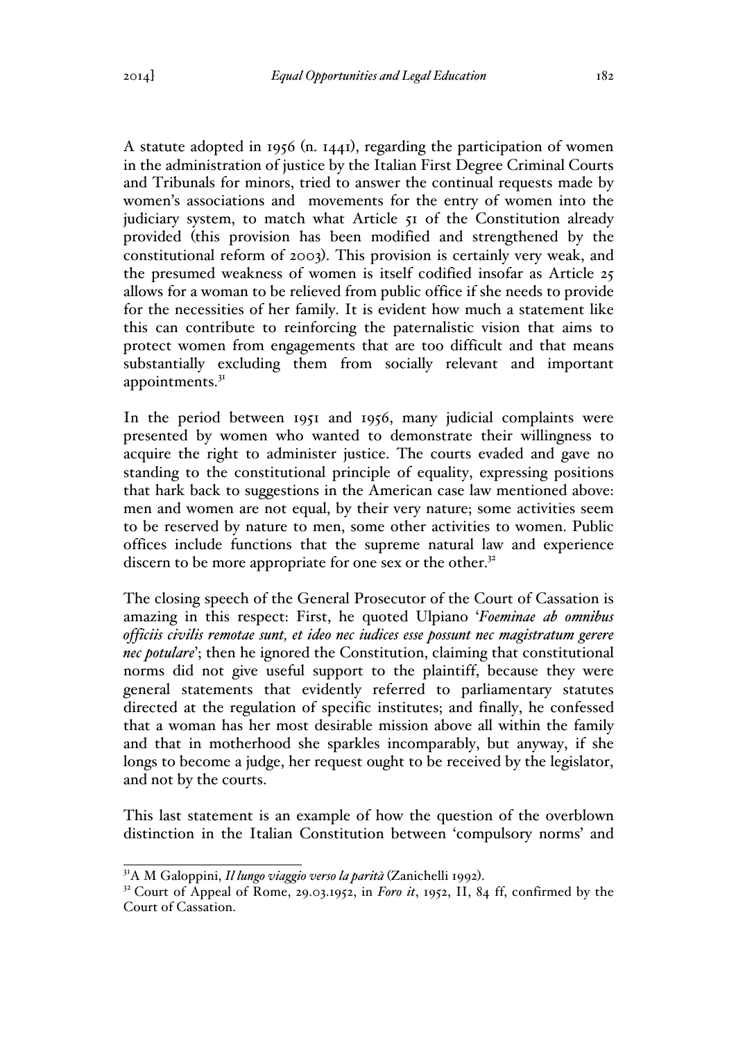A statute adopted in 1956 (n. 1441), regarding the participation of women in the administration of justice by the Italian First Degree Criminal Courts and Tribunals for minors, tried to answer the continual requests made by women's associations and movements for the entry of women into the judiciary system, to match what Article 51 of the Constitution already provided (this provision has been modified and strengthened by the constitutional reform of 2003). This provision is certainly very weak, and the presumed weakness of women is itself codified insofar as Article 25 allows for a woman to be relieved from public office if she needs to provide for the necessities of her family. It is evident how much a statement like this can contribute to reinforcing the paternalistic vision that aims to protect women from engagements that are too difficult and that means substantially excluding them from socially relevant and important appointments.[31]

In the period between 1951 and 1956, many judicial complaints were presented by women who wanted to demonstrate their willingness to acquire the right to administer justice. The courts evaded and gave no standing to the constitutional principle of equality, expressing positions that hark back to suggestions in the American case law mentioned above: men and women are not equal, by their very nature; some activities seem to be reserved by nature to men, some other activities to women. Public offices include functions that the supreme natural law and experience discern to be more appropriate for one sex or the other.[32]

The closing speech of the General Prosecutor of the Court of Cassation is amazing in this respect: First, he quoted Ulpiano '*Foeminae ab omnibus officiis civilis remotae sunt, et ideo nec iudices esse possunt nec magistratum gerere nec potulare*'; then he ignored the Constitution, claiming that constitutional norms did not give useful support to the plaintiff, because they were general statements that evidently referred to parliamentary statutes directed at the regulation of specific institutes; and finally, he confessed that a woman has her most desirable mission above all within the family and that in motherhood she sparkles incomparably, but anyway, if she longs to become a judge, her request ought to be received by the legislator, and not by the courts.

This last statement is an example of how the question of the overblown distinction in the Italian Constitution between 'compulsory norms' and

[31] A M Galoppini, *Il lungo viaggio verso la parità* (Zanichelli 1992).

[32] Court of Appeal of Rome, 29.03.1952, in *Foro it*, 1952, II, 84 ff, confirmed by the Court of Cassation.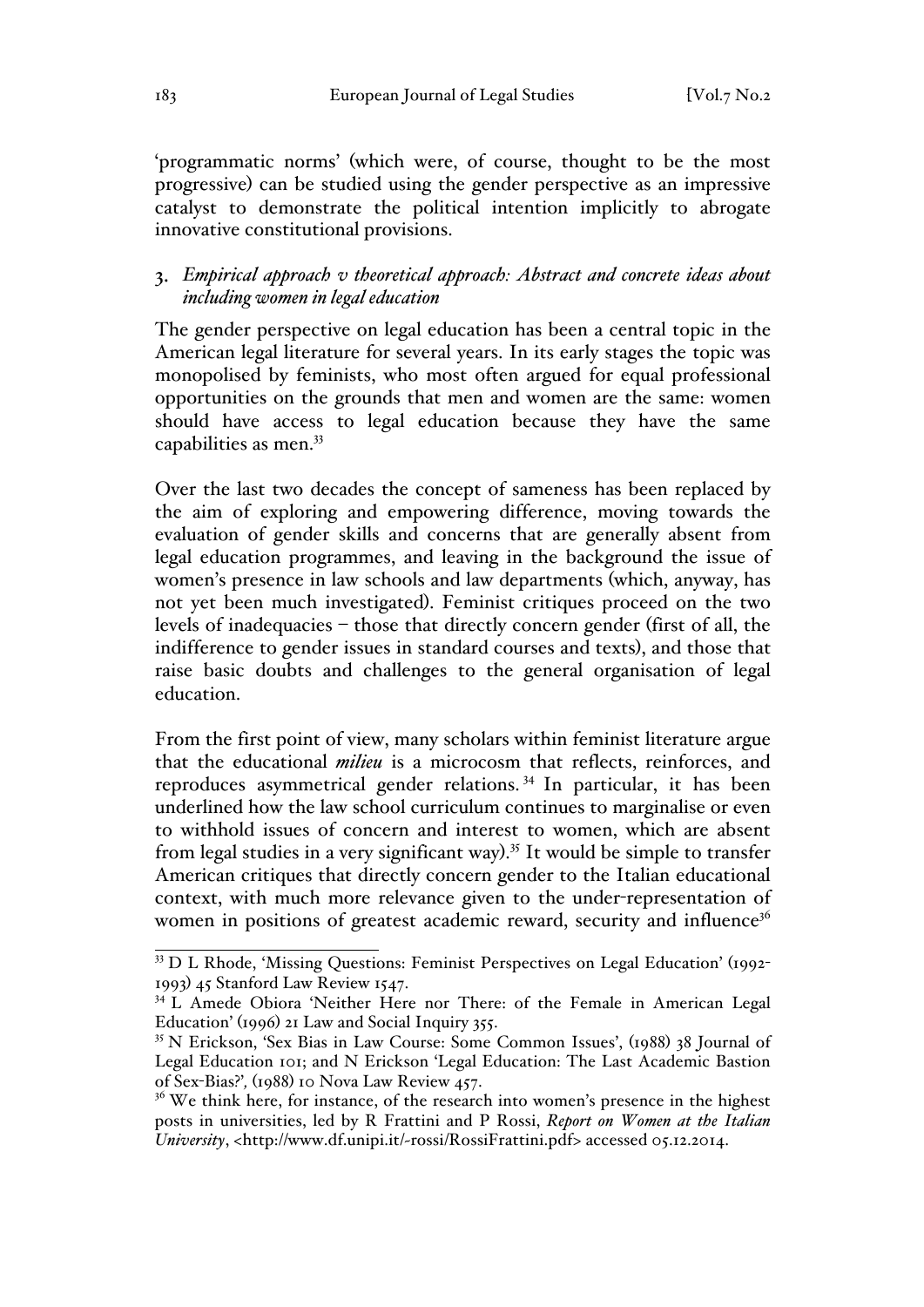'programmatic norms' (which were, of course, thought to be the most progressive) can be studied using the gender perspective as an impressive catalyst to demonstrate the political intention implicitly to abrogate innovative constitutional provisions.

### 3. *Empirical approach v theoretical approach: Abstract and concrete ideas about including women in legal education*

The gender perspective on legal education has been a central topic in the American legal literature for several years. In its early stages the topic was monopolised by feminists, who most often argued for equal professional opportunities on the grounds that men and women are the same: women should have access to legal education because they have the same capabilities as men.[33]

Over the last two decades the concept of sameness has been replaced by the aim of exploring and empowering difference, moving towards the evaluation of gender skills and concerns that are generally absent from legal education programmes, and leaving in the background the issue of women's presence in law schools and law departments (which, anyway, has not yet been much investigated). Feminist critiques proceed on the two levels of inadequacies – those that directly concern gender (first of all, the indifference to gender issues in standard courses and texts), and those that raise basic doubts and challenges to the general organisation of legal education.

From the first point of view, many scholars within feminist literature argue that the educational *milieu* is a microcosm that reflects, reinforces, and reproduces asymmetrical gender relations.[34] In particular, it has been underlined how the law school curriculum continues to marginalise or even to withhold issues of concern and interest to women, which are absent from legal studies in a very significant way).[35] It would be simple to transfer American critiques that directly concern gender to the Italian educational context, with much more relevance given to the under-representation of women in positions of greatest academic reward, security and influence[36]

---

[33] D L Rhode, 'Missing Questions: Feminist Perspectives on Legal Education' (1992-1993) 45 Stanford Law Review 1547.

[34] L Amede Obiora 'Neither Here nor There: of the Female in American Legal Education' (1996) 21 Law and Social Inquiry 355.

[35] N Erickson, 'Sex Bias in Law Course: Some Common Issues', (1988) 38 Journal of Legal Education 101; and N Erickson 'Legal Education: The Last Academic Bastion of Sex-Bias?', (1988) 10 Nova Law Review 457.

[36] We think here, for instance, of the research into women's presence in the highest posts in universities, led by R Frattini and P Rossi, *Report on Women at the Italian University*, <http://www.df.unipi.it/-rossi/RossiFrattini.pdf> accessed 05.12.2014.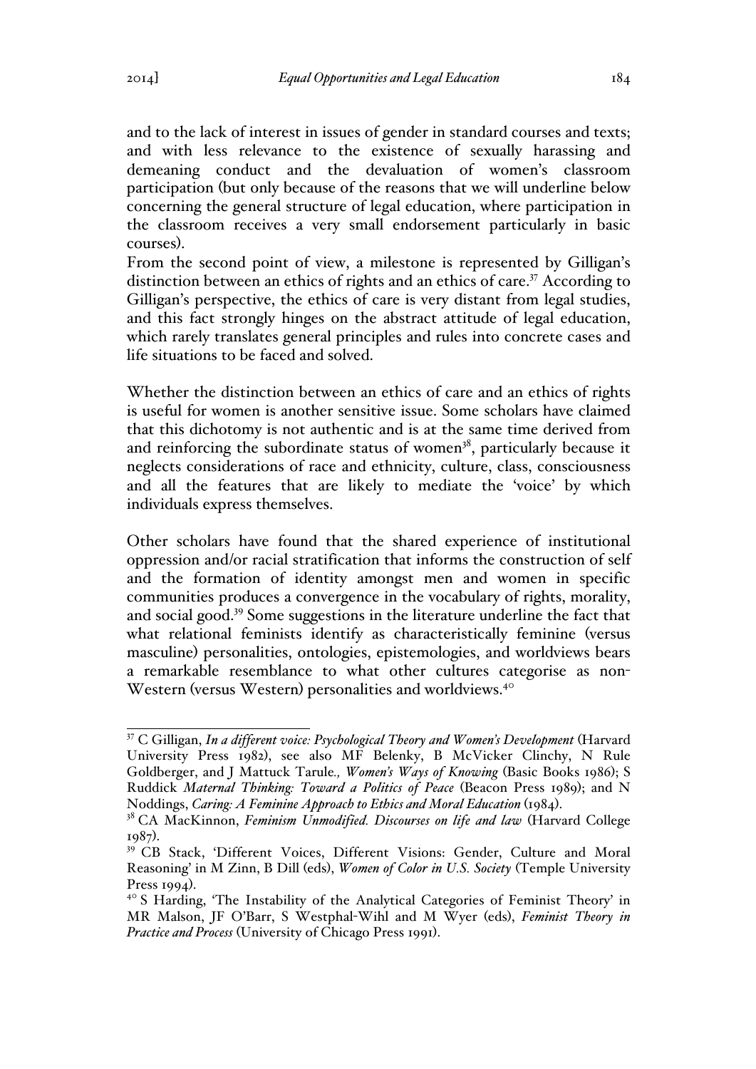and to the lack of interest in issues of gender in standard courses and texts; and with less relevance to the existence of sexually harassing and demeaning conduct and the devaluation of women's classroom participation (but only because of the reasons that we will underline below concerning the general structure of legal education, where participation in the classroom receives a very small endorsement particularly in basic courses).

From the second point of view, a milestone is represented by Gilligan's distinction between an ethics of rights and an ethics of care.[37] According to Gilligan's perspective, the ethics of care is very distant from legal studies, and this fact strongly hinges on the abstract attitude of legal education, which rarely translates general principles and rules into concrete cases and life situations to be faced and solved.

Whether the distinction between an ethics of care and an ethics of rights is useful for women is another sensitive issue. Some scholars have claimed that this dichotomy is not authentic and is at the same time derived from and reinforcing the subordinate status of women[38], particularly because it neglects considerations of race and ethnicity, culture, class, consciousness and all the features that are likely to mediate the 'voice' by which individuals express themselves.

Other scholars have found that the shared experience of institutional oppression and/or racial stratification that informs the construction of self and the formation of identity amongst men and women in specific communities produces a convergence in the vocabulary of rights, morality, and social good.[39] Some suggestions in the literature underline the fact that what relational feminists identify as characteristically feminine (versus masculine) personalities, ontologies, epistemologies, and worldviews bears a remarkable resemblance to what other cultures categorise as non-Western (versus Western) personalities and worldviews.[40]

---

[37] C Gilligan, *In a different voice: Psychological Theory and Women's Development* (Harvard University Press 1982), see also MF Belenky, B McVicker Clinchy, N Rule Goldberger, and J Mattuck Tarule*., Women's Ways of Knowing* (Basic Books 1986); S Ruddick *Maternal Thinking: Toward a Politics of Peace* (Beacon Press 1989); and N Noddings, *Caring: A Feminine Approach to Ethics and Moral Education* (1984).

[38] CA MacKinnon, *Feminism Unmodified. Discourses on life and law* (Harvard College 1987).

[39] CB Stack, 'Different Voices, Different Visions: Gender, Culture and Moral Reasoning' in M Zinn, B Dill (eds), *Women of Color in U.S. Society* (Temple University Press 1994).

[40] S Harding, 'The Instability of the Analytical Categories of Feminist Theory' in MR Malson, JF O'Barr, S Westphal-Wihl and M Wyer (eds), *Feminist Theory in Practice and Process* (University of Chicago Press 1991).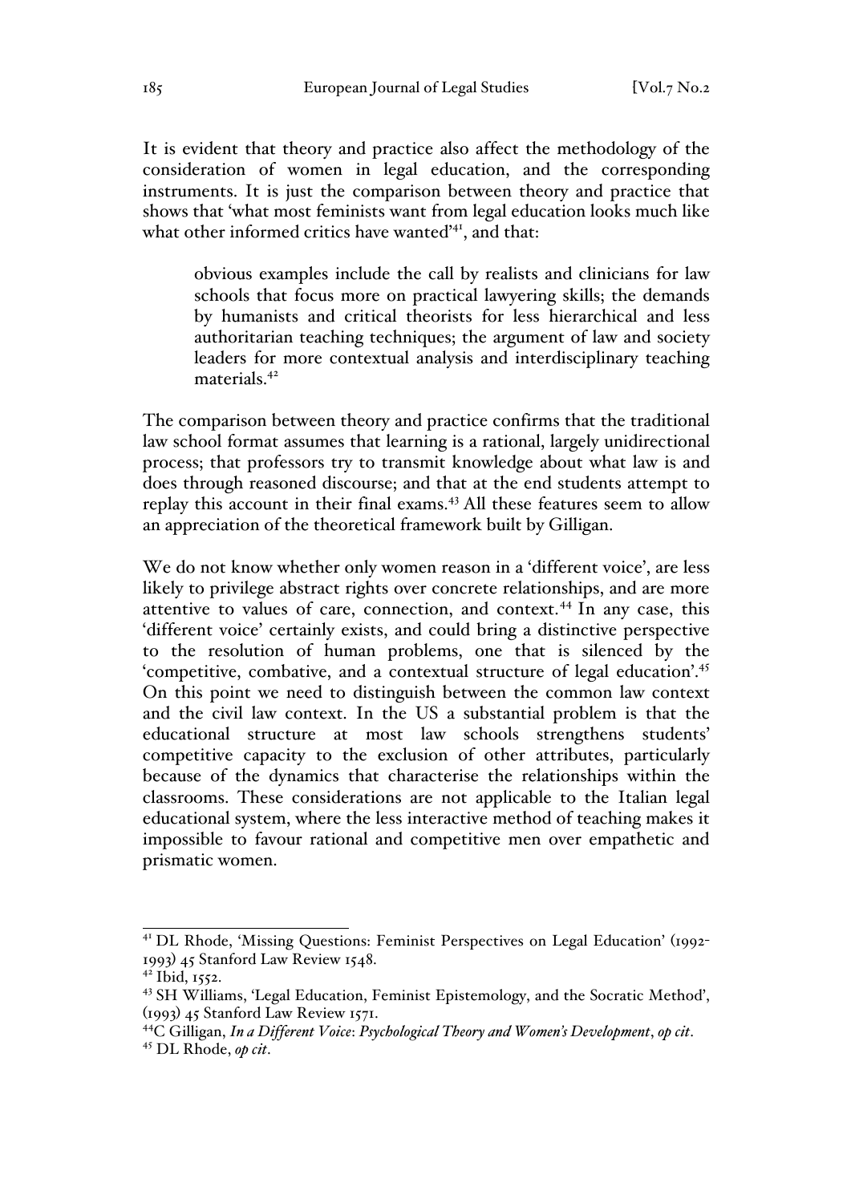It is evident that theory and practice also affect the methodology of the consideration of women in legal education, and the corresponding instruments. It is just the comparison between theory and practice that shows that 'what most feminists want from legal education looks much like what other informed critics have wanted'[41], and that:

> obvious examples include the call by realists and clinicians for law schools that focus more on practical lawyering skills; the demands by humanists and critical theorists for less hierarchical and less authoritarian teaching techniques; the argument of law and society leaders for more contextual analysis and interdisciplinary teaching materials.[42]

The comparison between theory and practice confirms that the traditional law school format assumes that learning is a rational, largely unidirectional process; that professors try to transmit knowledge about what law is and does through reasoned discourse; and that at the end students attempt to replay this account in their final exams.[43] All these features seem to allow an appreciation of the theoretical framework built by Gilligan.

We do not know whether only women reason in a 'different voice', are less likely to privilege abstract rights over concrete relationships, and are more attentive to values of care, connection, and context.[44] In any case, this 'different voice' certainly exists, and could bring a distinctive perspective to the resolution of human problems, one that is silenced by the 'competitive, combative, and a contextual structure of legal education'.[45] On this point we need to distinguish between the common law context and the civil law context. In the US a substantial problem is that the educational structure at most law schools strengthens students' competitive capacity to the exclusion of other attributes, particularly because of the dynamics that characterise the relationships within the classrooms. These considerations are not applicable to the Italian legal educational system, where the less interactive method of teaching makes it impossible to favour rational and competitive men over empathetic and prismatic women.

---

[41] DL Rhode, 'Missing Questions: Feminist Perspectives on Legal Education' (1992-1993) 45 Stanford Law Review 1548.

[42] Ibid, 1552.

[43] SH Williams, 'Legal Education, Feminist Epistemology, and the Socratic Method', (1993) 45 Stanford Law Review 1571.

[44] C Gilligan, *In a Different Voice: Psychological Theory and Women's Development*, *op cit*.

[45] DL Rhode, *op cit*.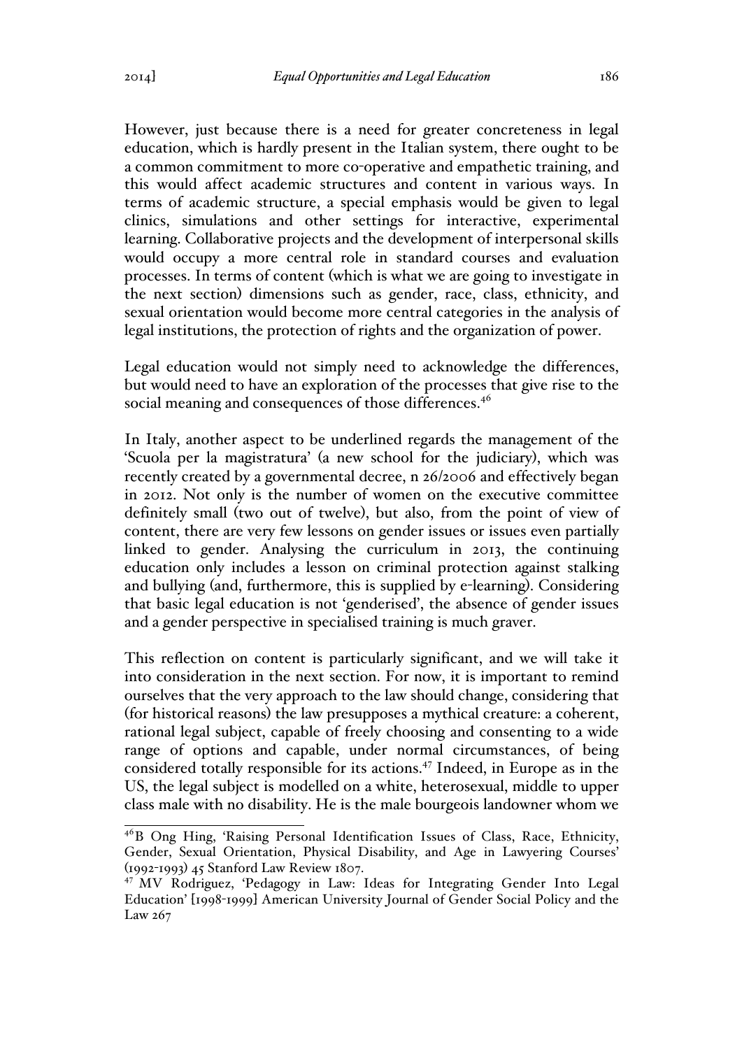However, just because there is a need for greater concreteness in legal education, which is hardly present in the Italian system, there ought to be a common commitment to more co-operative and empathetic training, and this would affect academic structures and content in various ways. In terms of academic structure, a special emphasis would be given to legal clinics, simulations and other settings for interactive, experimental learning. Collaborative projects and the development of interpersonal skills would occupy a more central role in standard courses and evaluation processes. In terms of content (which is what we are going to investigate in the next section) dimensions such as gender, race, class, ethnicity, and sexual orientation would become more central categories in the analysis of legal institutions, the protection of rights and the organization of power.

Legal education would not simply need to acknowledge the differences, but would need to have an exploration of the processes that give rise to the social meaning and consequences of those differences.[46]

In Italy, another aspect to be underlined regards the management of the 'Scuola per la magistratura' (a new school for the judiciary), which was recently created by a governmental decree, n 26/2006 and effectively began in 2012. Not only is the number of women on the executive committee definitely small (two out of twelve), but also, from the point of view of content, there are very few lessons on gender issues or issues even partially linked to gender. Analysing the curriculum in 2013, the continuing education only includes a lesson on criminal protection against stalking and bullying (and, furthermore, this is supplied by e-learning). Considering that basic legal education is not 'genderised', the absence of gender issues and a gender perspective in specialised training is much graver.

This reflection on content is particularly significant, and we will take it into consideration in the next section. For now, it is important to remind ourselves that the very approach to the law should change, considering that (for historical reasons) the law presupposes a mythical creature: a coherent, rational legal subject, capable of freely choosing and consenting to a wide range of options and capable, under normal circumstances, of being considered totally responsible for its actions.[47] Indeed, in Europe as in the US, the legal subject is modelled on a white, heterosexual, middle to upper class male with no disability. He is the male bourgeois landowner whom we

---

[46] B Ong Hing, 'Raising Personal Identification Issues of Class, Race, Ethnicity, Gender, Sexual Orientation, Physical Disability, and Age in Lawyering Courses' (1992-1993) 45 Stanford Law Review 1807.

[47] MV Rodriguez, 'Pedagogy in Law: Ideas for Integrating Gender Into Legal Education' [1998-1999] American University Journal of Gender Social Policy and the Law 267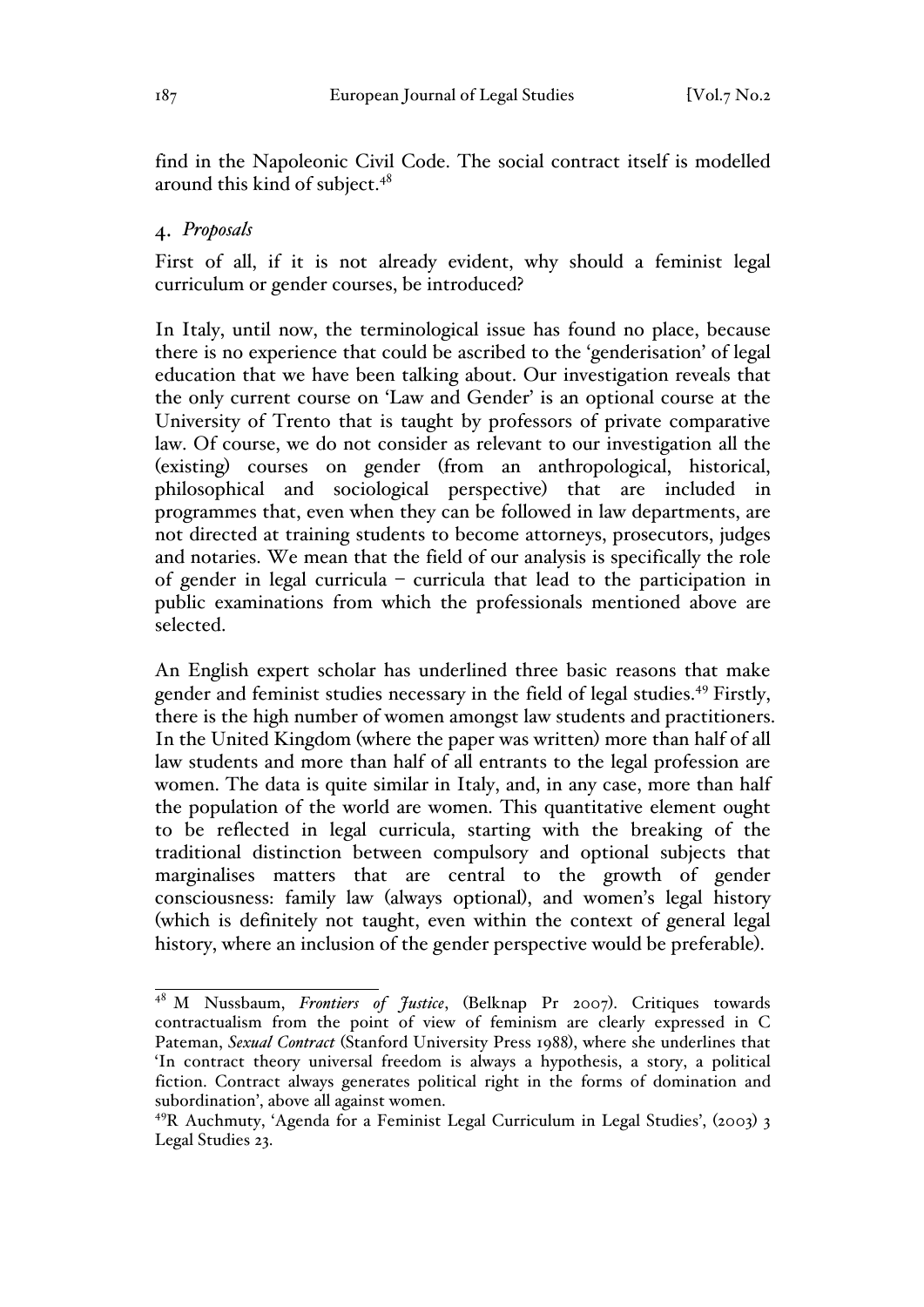find in the Napoleonic Civil Code. The social contract itself is modelled around this kind of subject.[48]

## 4. *Proposals*

First of all, if it is not already evident, why should a feminist legal curriculum or gender courses, be introduced?

In Italy, until now, the terminological issue has found no place, because there is no experience that could be ascribed to the 'genderisation' of legal education that we have been talking about. Our investigation reveals that the only current course on 'Law and Gender' is an optional course at the University of Trento that is taught by professors of private comparative law. Of course, we do not consider as relevant to our investigation all the (existing) courses on gender (from an anthropological, historical, philosophical and sociological perspective) that are included in programmes that, even when they can be followed in law departments, are not directed at training students to become attorneys, prosecutors, judges and notaries. We mean that the field of our analysis is specifically the role of gender in legal curricula – curricula that lead to the participation in public examinations from which the professionals mentioned above are selected.

An English expert scholar has underlined three basic reasons that make gender and feminist studies necessary in the field of legal studies.[49] Firstly, there is the high number of women amongst law students and practitioners. In the United Kingdom (where the paper was written) more than half of all law students and more than half of all entrants to the legal profession are women. The data is quite similar in Italy, and, in any case, more than half the population of the world are women. This quantitative element ought to be reflected in legal curricula, starting with the breaking of the traditional distinction between compulsory and optional subjects that marginalises matters that are central to the growth of gender consciousness: family law (always optional), and women's legal history (which is definitely not taught, even within the context of general legal history, where an inclusion of the gender perspective would be preferable).

---

[48] M Nussbaum, *Frontiers of Justice*, (Belknap Pr 2007). Critiques towards contractualism from the point of view of feminism are clearly expressed in C Pateman, *Sexual Contract* (Stanford University Press 1988), where she underlines that 'In contract theory universal freedom is always a hypothesis, a story, a political fiction. Contract always generates political right in the forms of domination and subordination', above all against women.

[49] R Auchmuty, 'Agenda for a Feminist Legal Curriculum in Legal Studies', (2003) 3 Legal Studies 23.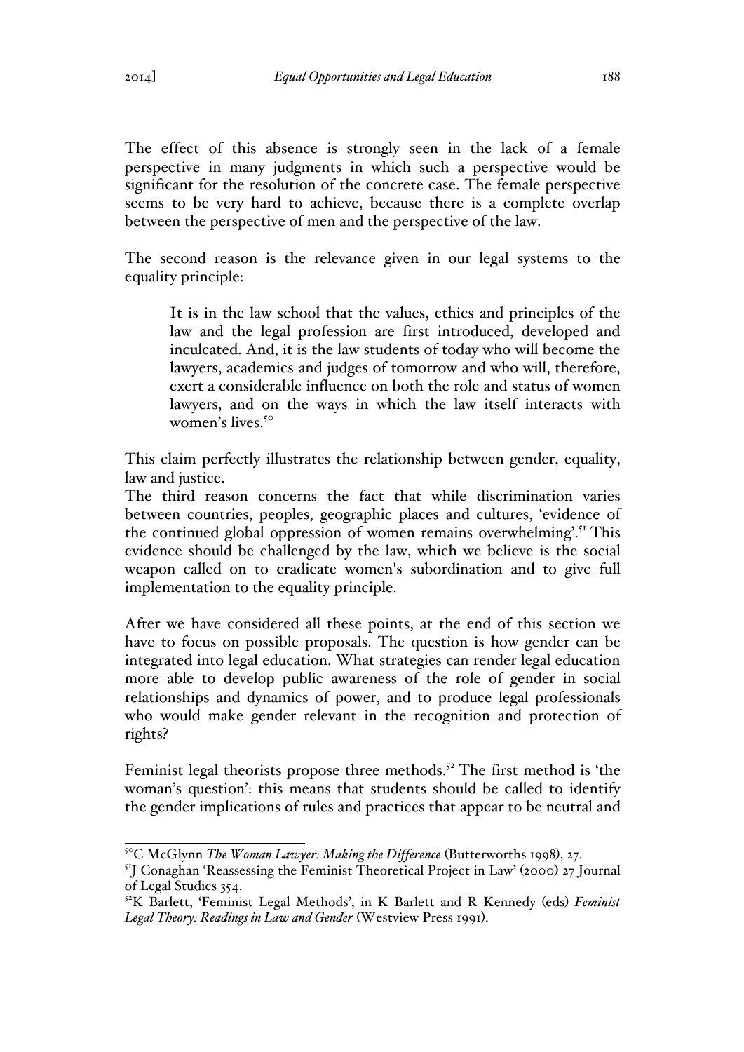The effect of this absence is strongly seen in the lack of a female perspective in many judgments in which such a perspective would be significant for the resolution of the concrete case. The female perspective seems to be very hard to achieve, because there is a complete overlap between the perspective of men and the perspective of the law.

The second reason is the relevance given in our legal systems to the equality principle:

> It is in the law school that the values, ethics and principles of the law and the legal profession are first introduced, developed and inculcated. And, it is the law students of today who will become the lawyers, academics and judges of tomorrow and who will, therefore, exert a considerable influence on both the role and status of women lawyers, and on the ways in which the law itself interacts with women's lives.[50]

This claim perfectly illustrates the relationship between gender, equality, law and justice.

The third reason concerns the fact that while discrimination varies between countries, peoples, geographic places and cultures, 'evidence of the continued global oppression of women remains overwhelming'.[51] This evidence should be challenged by the law, which we believe is the social weapon called on to eradicate women's subordination and to give full implementation to the equality principle.

After we have considered all these points, at the end of this section we have to focus on possible proposals. The question is how gender can be integrated into legal education. What strategies can render legal education more able to develop public awareness of the role of gender in social relationships and dynamics of power, and to produce legal professionals who would make gender relevant in the recognition and protection of rights?

Feminist legal theorists propose three methods.[52] The first method is 'the woman's question': this means that students should be called to identify the gender implications of rules and practices that appear to be neutral and

---

[50] C McGlynn *The Woman Lawyer: Making the Difference* (Butterworths 1998), 27.

[51] J Conaghan 'Reassessing the Feminist Theoretical Project in Law' (2000) 27 Journal of Legal Studies 354.

[52] K Barlett, 'Feminist Legal Methods', in K Barlett and R Kennedy (eds) *Feminist Legal Theory: Readings in Law and Gender* (Westview Press 1991).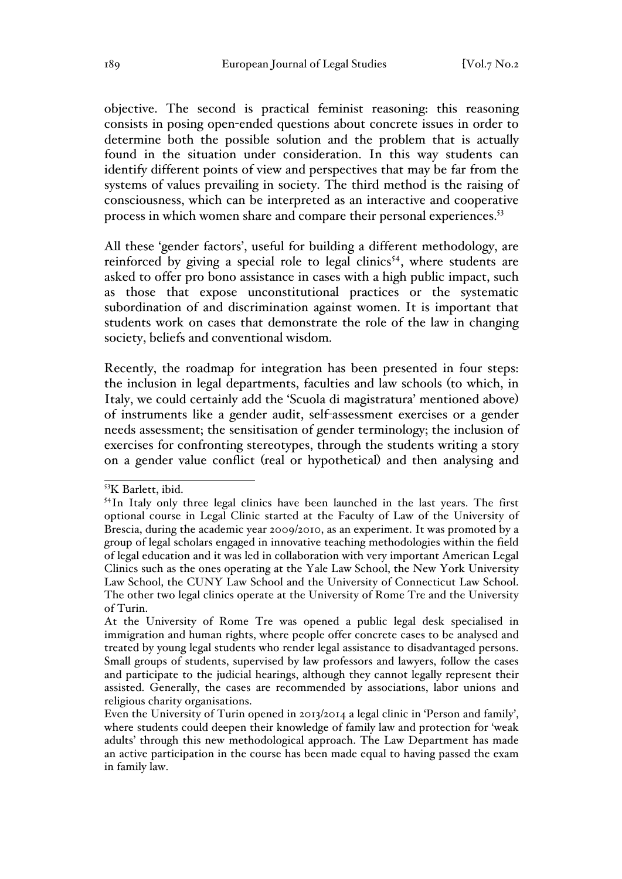objective. The second is practical feminist reasoning: this reasoning consists in posing open-ended questions about concrete issues in order to determine both the possible solution and the problem that is actually found in the situation under consideration. In this way students can identify different points of view and perspectives that may be far from the systems of values prevailing in society. The third method is the raising of consciousness, which can be interpreted as an interactive and cooperative process in which women share and compare their personal experiences.[53]

All these 'gender factors', useful for building a different methodology, are reinforced by giving a special role to legal clinics[54], where students are asked to offer pro bono assistance in cases with a high public impact, such as those that expose unconstitutional practices or the systematic subordination of and discrimination against women. It is important that students work on cases that demonstrate the role of the law in changing society, beliefs and conventional wisdom.

Recently, the roadmap for integration has been presented in four steps: the inclusion in legal departments, faculties and law schools (to which, in Italy, we could certainly add the 'Scuola di magistratura' mentioned above) of instruments like a gender audit, self-assessment exercises or a gender needs assessment; the sensitisation of gender terminology; the inclusion of exercises for confronting stereotypes, through the students writing a story on a gender value conflict (real or hypothetical) and then analysing and

---

[53] K Barlett, ibid.

[54] In Italy only three legal clinics have been launched in the last years. The first optional course in Legal Clinic started at the Faculty of Law of the University of Brescia, during the academic year 2009/2010, as an experiment. It was promoted by a group of legal scholars engaged in innovative teaching methodologies within the field of legal education and it was led in collaboration with very important American Legal Clinics such as the ones operating at the Yale Law School, the New York University Law School, the CUNY Law School and the University of Connecticut Law School. The other two legal clinics operate at the University of Rome Tre and the University of Turin.

At the University of Rome Tre was opened a public legal desk specialised in immigration and human rights, where people offer concrete cases to be analysed and treated by young legal students who render legal assistance to disadvantaged persons. Small groups of students, supervised by law professors and lawyers, follow the cases and participate to the judicial hearings, although they cannot legally represent their assisted. Generally, the cases are recommended by associations, labor unions and religious charity organisations.

Even the University of Turin opened in 2013/2014 a legal clinic in 'Person and family', where students could deepen their knowledge of family law and protection for 'weak adults' through this new methodological approach. The Law Department has made an active participation in the course has been made equal to having passed the exam in family law.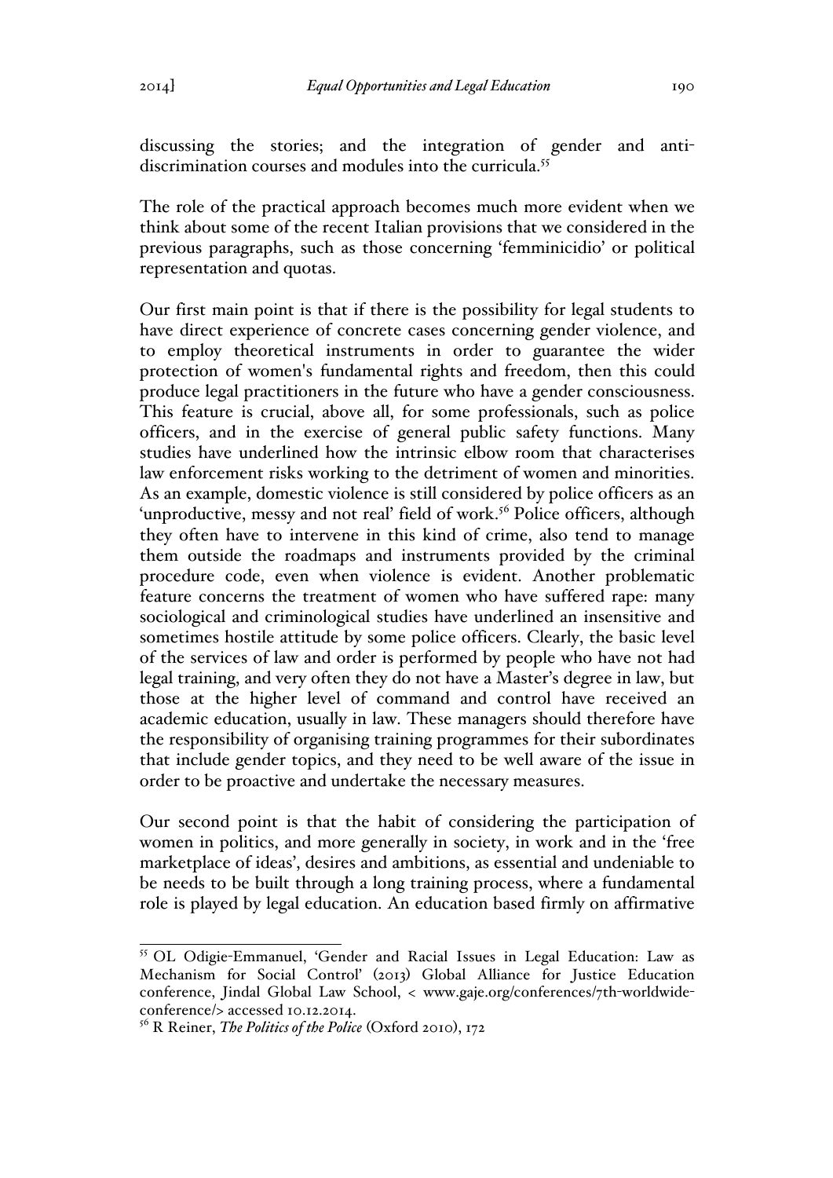discussing the stories; and the integration of gender and anti-discrimination courses and modules into the curricula.[55]

The role of the practical approach becomes much more evident when we think about some of the recent Italian provisions that we considered in the previous paragraphs, such as those concerning 'femminicidio' or political representation and quotas.

Our first main point is that if there is the possibility for legal students to have direct experience of concrete cases concerning gender violence, and to employ theoretical instruments in order to guarantee the wider protection of women's fundamental rights and freedom, then this could produce legal practitioners in the future who have a gender consciousness. This feature is crucial, above all, for some professionals, such as police officers, and in the exercise of general public safety functions. Many studies have underlined how the intrinsic elbow room that characterises law enforcement risks working to the detriment of women and minorities. As an example, domestic violence is still considered by police officers as an 'unproductive, messy and not real' field of work.[56] Police officers, although they often have to intervene in this kind of crime, also tend to manage them outside the roadmaps and instruments provided by the criminal procedure code, even when violence is evident. Another problematic feature concerns the treatment of women who have suffered rape: many sociological and criminological studies have underlined an insensitive and sometimes hostile attitude by some police officers. Clearly, the basic level of the services of law and order is performed by people who have not had legal training, and very often they do not have a Master's degree in law, but those at the higher level of command and control have received an academic education, usually in law. These managers should therefore have the responsibility of organising training programmes for their subordinates that include gender topics, and they need to be well aware of the issue in order to be proactive and undertake the necessary measures.

Our second point is that the habit of considering the participation of women in politics, and more generally in society, in work and in the 'free marketplace of ideas', desires and ambitions, as essential and undeniable to be needs to be built through a long training process, where a fundamental role is played by legal education. An education based firmly on affirmative

---

[55] OL Odigie-Emmanuel, 'Gender and Racial Issues in Legal Education: Law as Mechanism for Social Control' (2013) Global Alliance for Justice Education conference, Jindal Global Law School, < www.gaje.org/conferences/7th-worldwide-conference/> accessed 10.12.2014.

[56] R Reiner, *The Politics of the Police* (Oxford 2010), 172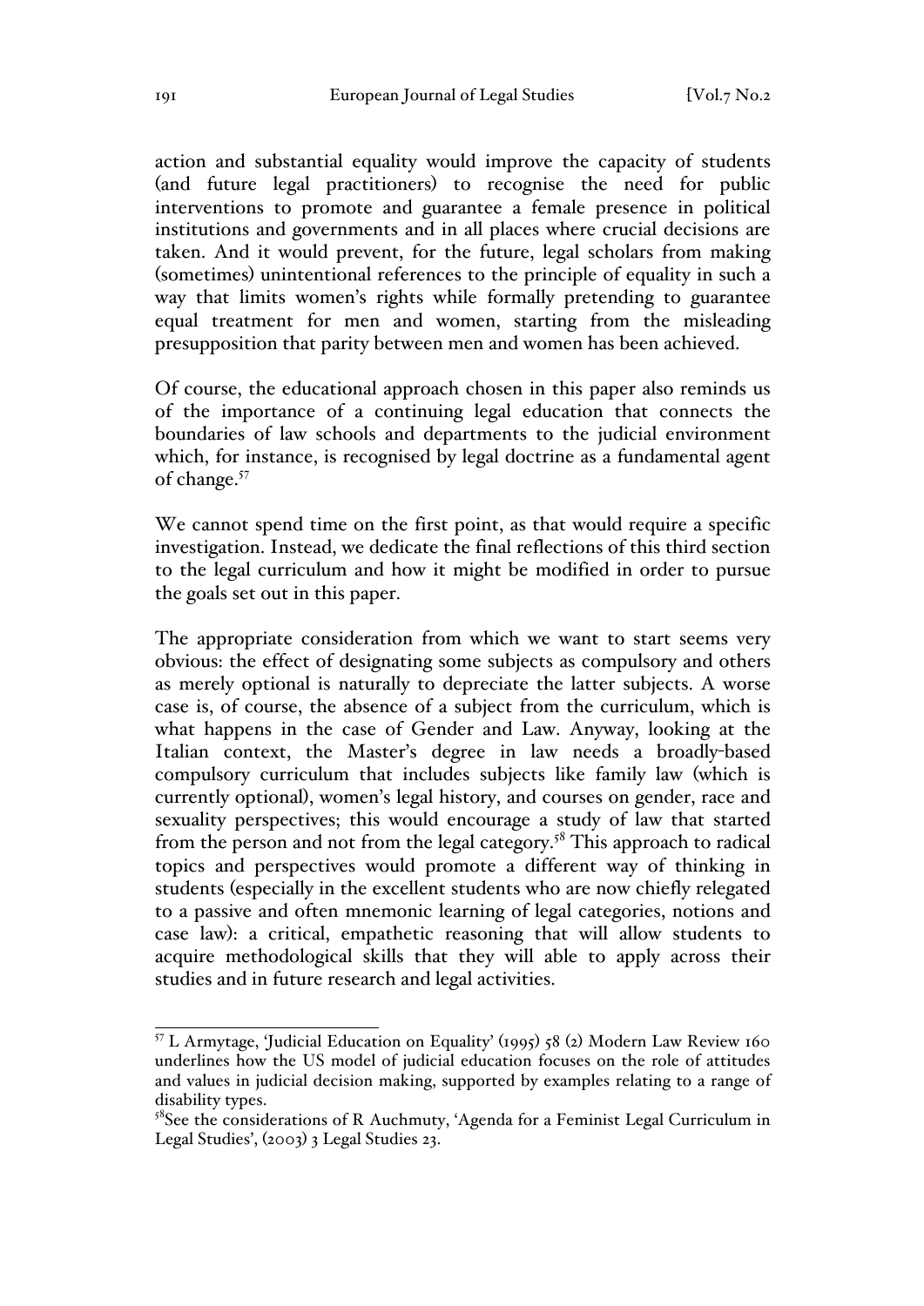action and substantial equality would improve the capacity of students (and future legal practitioners) to recognise the need for public interventions to promote and guarantee a female presence in political institutions and governments and in all places where crucial decisions are taken. And it would prevent, for the future, legal scholars from making (sometimes) unintentional references to the principle of equality in such a way that limits women's rights while formally pretending to guarantee equal treatment for men and women, starting from the misleading presupposition that parity between men and women has been achieved.

Of course, the educational approach chosen in this paper also reminds us of the importance of a continuing legal education that connects the boundaries of law schools and departments to the judicial environment which, for instance, is recognised by legal doctrine as a fundamental agent of change.[57]

We cannot spend time on the first point, as that would require a specific investigation. Instead, we dedicate the final reflections of this third section to the legal curriculum and how it might be modified in order to pursue the goals set out in this paper.

The appropriate consideration from which we want to start seems very obvious: the effect of designating some subjects as compulsory and others as merely optional is naturally to depreciate the latter subjects. A worse case is, of course, the absence of a subject from the curriculum, which is what happens in the case of Gender and Law. Anyway, looking at the Italian context, the Master's degree in law needs a broadly-based compulsory curriculum that includes subjects like family law (which is currently optional), women's legal history, and courses on gender, race and sexuality perspectives; this would encourage a study of law that started from the person and not from the legal category.[58] This approach to radical topics and perspectives would promote a different way of thinking in students (especially in the excellent students who are now chiefly relegated to a passive and often mnemonic learning of legal categories, notions and case law): a critical, empathetic reasoning that will allow students to acquire methodological skills that they will able to apply across their studies and in future research and legal activities.

---

[57] L Armytage, 'Judicial Education on Equality' (1995) 58 (2) Modern Law Review 160 underlines how the US model of judicial education focuses on the role of attitudes and values in judicial decision making, supported by examples relating to a range of disability types.

[58] See the considerations of R Auchmuty, 'Agenda for a Feminist Legal Curriculum in Legal Studies', (2003) 3 Legal Studies 23.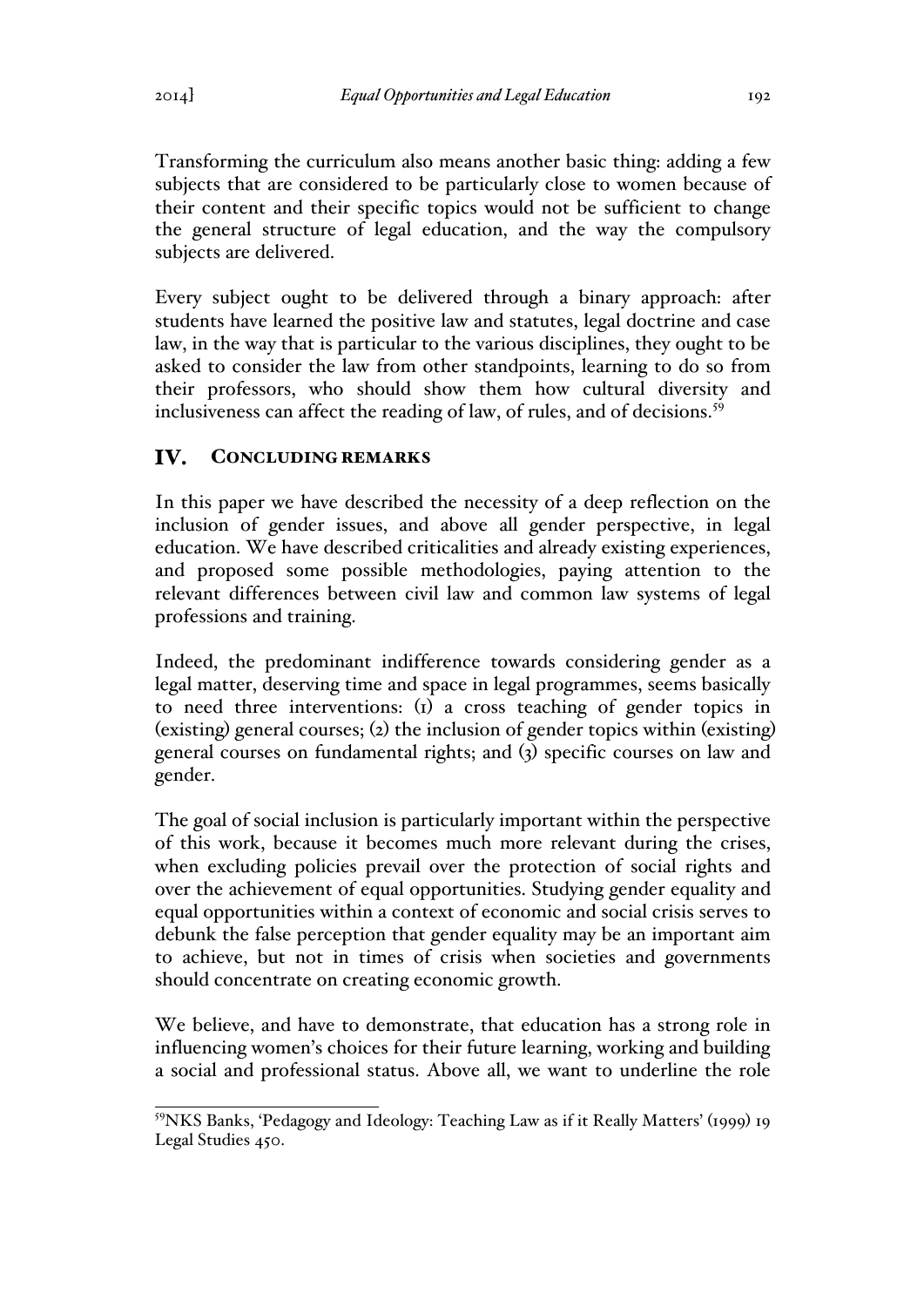Transforming the curriculum also means another basic thing: adding a few subjects that are considered to be particularly close to women because of their content and their specific topics would not be sufficient to change the general structure of legal education, and the way the compulsory subjects are delivered.

Every subject ought to be delivered through a binary approach: after students have learned the positive law and statutes, legal doctrine and case law, in the way that is particular to the various disciplines, they ought to be asked to consider the law from other standpoints, learning to do so from their professors, who should show them how cultural diversity and inclusiveness can affect the reading of law, of rules, and of decisions.[59]

## IV. CONCLUDING REMARKS

In this paper we have described the necessity of a deep reflection on the inclusion of gender issues, and above all gender perspective, in legal education. We have described criticalities and already existing experiences, and proposed some possible methodologies, paying attention to the relevant differences between civil law and common law systems of legal professions and training.

Indeed, the predominant indifference towards considering gender as a legal matter, deserving time and space in legal programmes, seems basically to need three interventions: (1) a cross teaching of gender topics in (existing) general courses; (2) the inclusion of gender topics within (existing) general courses on fundamental rights; and (3) specific courses on law and gender.

The goal of social inclusion is particularly important within the perspective of this work, because it becomes much more relevant during the crises, when excluding policies prevail over the protection of social rights and over the achievement of equal opportunities. Studying gender equality and equal opportunities within a context of economic and social crisis serves to debunk the false perception that gender equality may be an important aim to achieve, but not in times of crisis when societies and governments should concentrate on creating economic growth.

We believe, and have to demonstrate, that education has a strong role in influencing women's choices for their future learning, working and building a social and professional status. Above all, we want to underline the role

---

[59] NKS Banks, 'Pedagogy and Ideology: Teaching Law as if it Really Matters' (1999) 19 Legal Studies 450.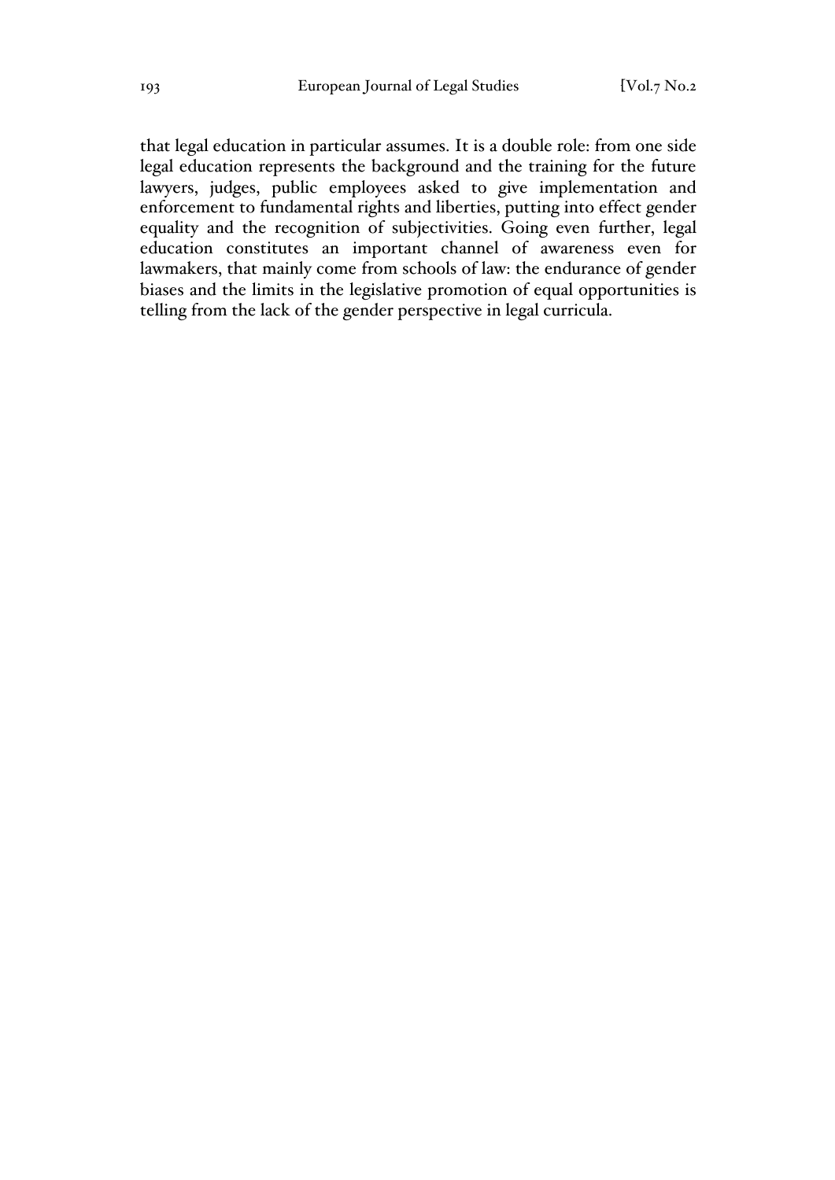that legal education in particular assumes. It is a double role: from one side legal education represents the background and the training for the future lawyers, judges, public employees asked to give implementation and enforcement to fundamental rights and liberties, putting into effect gender equality and the recognition of subjectivities. Going even further, legal education constitutes an important channel of awareness even for lawmakers, that mainly come from schools of law: the endurance of gender biases and the limits in the legislative promotion of equal opportunities is telling from the lack of the gender perspective in legal curricula.